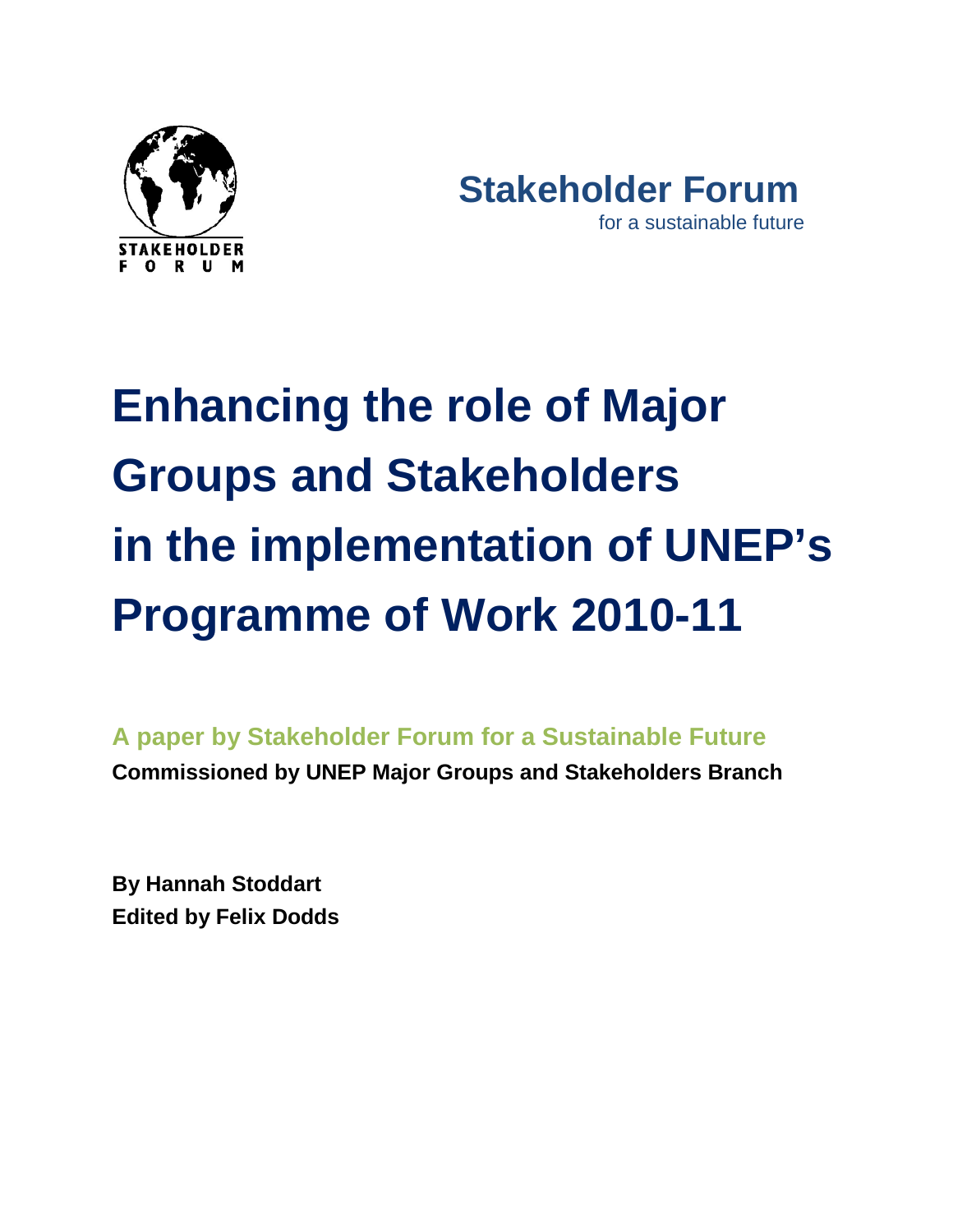Stakeholder Forum
for a sustainable future

# Enhancing the role of Major Groups and Stakeholders in the implementation of UNEP's Programme of Work 2010-11

**A paper by Stakeholder Forum for a Sustainable Future**

**Commissioned by UNEP Major Groups and Stakeholders Branch**

**By Hannah Stoddart**
**Edited by Felix Dodds**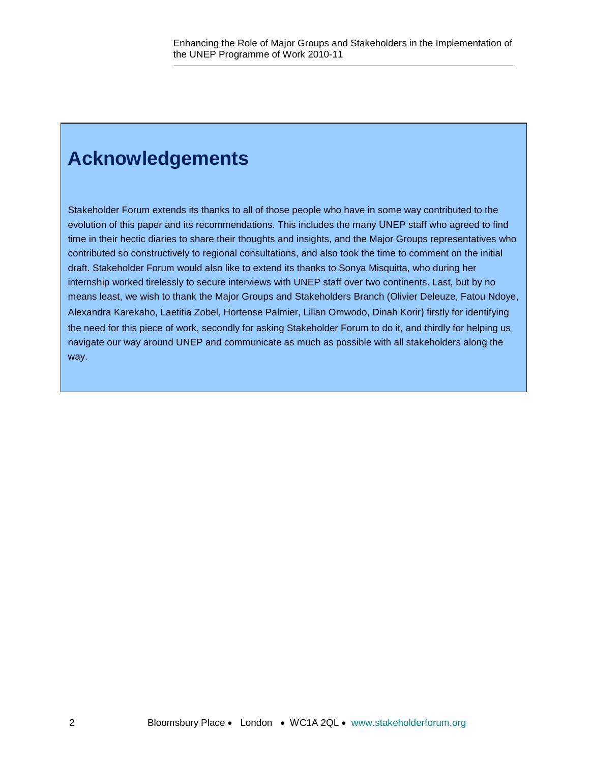# Acknowledgements

Stakeholder Forum extends its thanks to all of those people who have in some way contributed to the evolution of this paper and its recommendations. This includes the many UNEP staff who agreed to find time in their hectic diaries to share their thoughts and insights, and the Major Groups representatives who contributed so constructively to regional consultations, and also took the time to comment on the initial draft. Stakeholder Forum would also like to extend its thanks to Sonya Misquitta, who during her internship worked tirelessly to secure interviews with UNEP staff over two continents. Last, but by no means least, we wish to thank the Major Groups and Stakeholders Branch (Olivier Deleuze, Fatou Ndoye, Alexandra Karekaho, Laetitia Zobel, Hortense Palmier, Lilian Omwodo, Dinah Korir) firstly for identifying the need for this piece of work, secondly for asking Stakeholder Forum to do it, and thirdly for helping us navigate our way around UNEP and communicate as much as possible with all stakeholders along the way.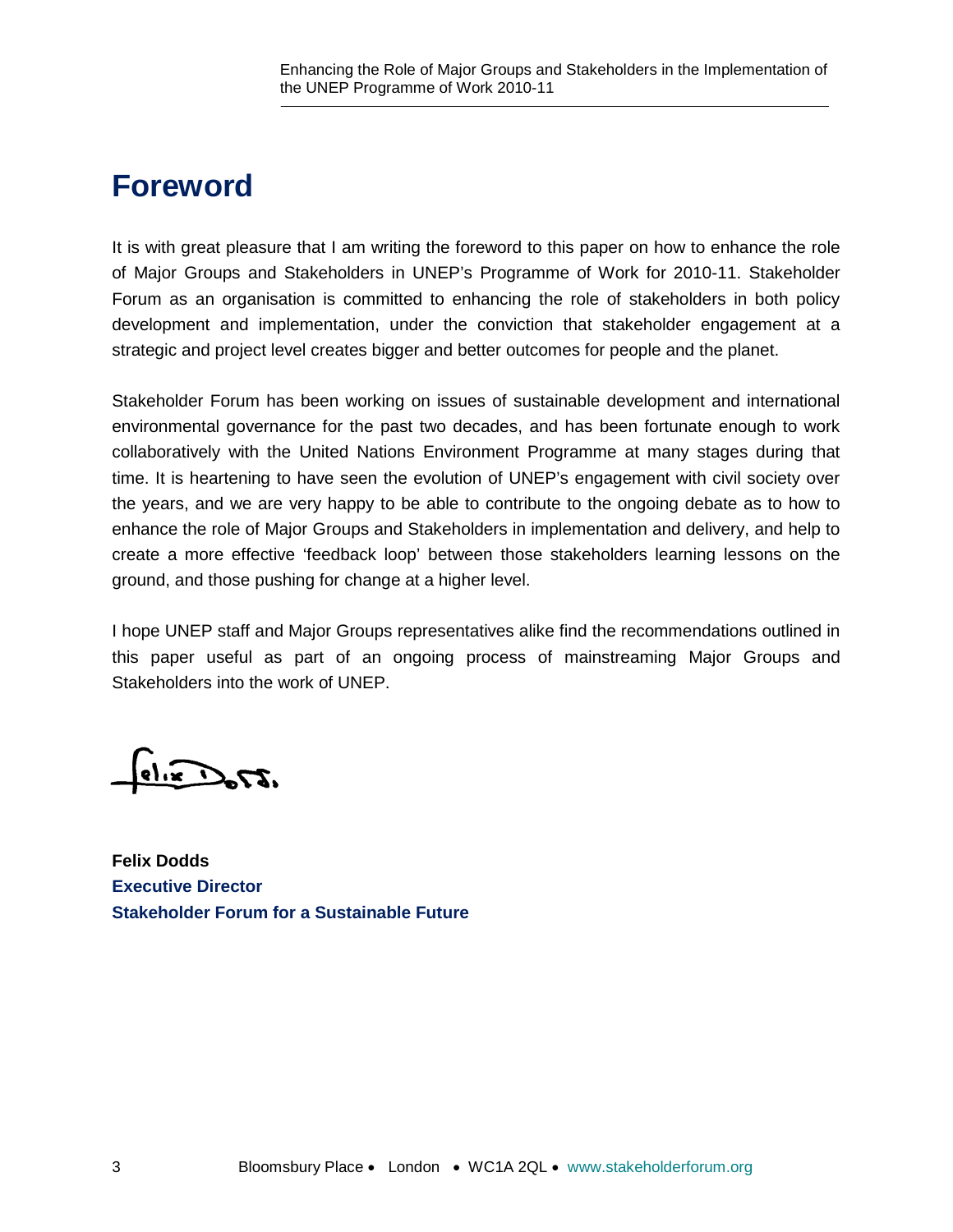# Foreword

It is with great pleasure that I am writing the foreword to this paper on how to enhance the role of Major Groups and Stakeholders in UNEP's Programme of Work for 2010-11. Stakeholder Forum as an organisation is committed to enhancing the role of stakeholders in both policy development and implementation, under the conviction that stakeholder engagement at a strategic and project level creates bigger and better outcomes for people and the planet.

Stakeholder Forum has been working on issues of sustainable development and international environmental governance for the past two decades, and has been fortunate enough to work collaboratively with the United Nations Environment Programme at many stages during that time. It is heartening to have seen the evolution of UNEP's engagement with civil society over the years, and we are very happy to be able to contribute to the ongoing debate as to how to enhance the role of Major Groups and Stakeholders in implementation and delivery, and help to create a more effective 'feedback loop' between those stakeholders learning lessons on the ground, and those pushing for change at a higher level.

I hope UNEP staff and Major Groups representatives alike find the recommendations outlined in this paper useful as part of an ongoing process of mainstreaming Major Groups and Stakeholders into the work of UNEP.

**Felix Dodds**
**Executive Director**
**Stakeholder Forum for a Sustainable Future**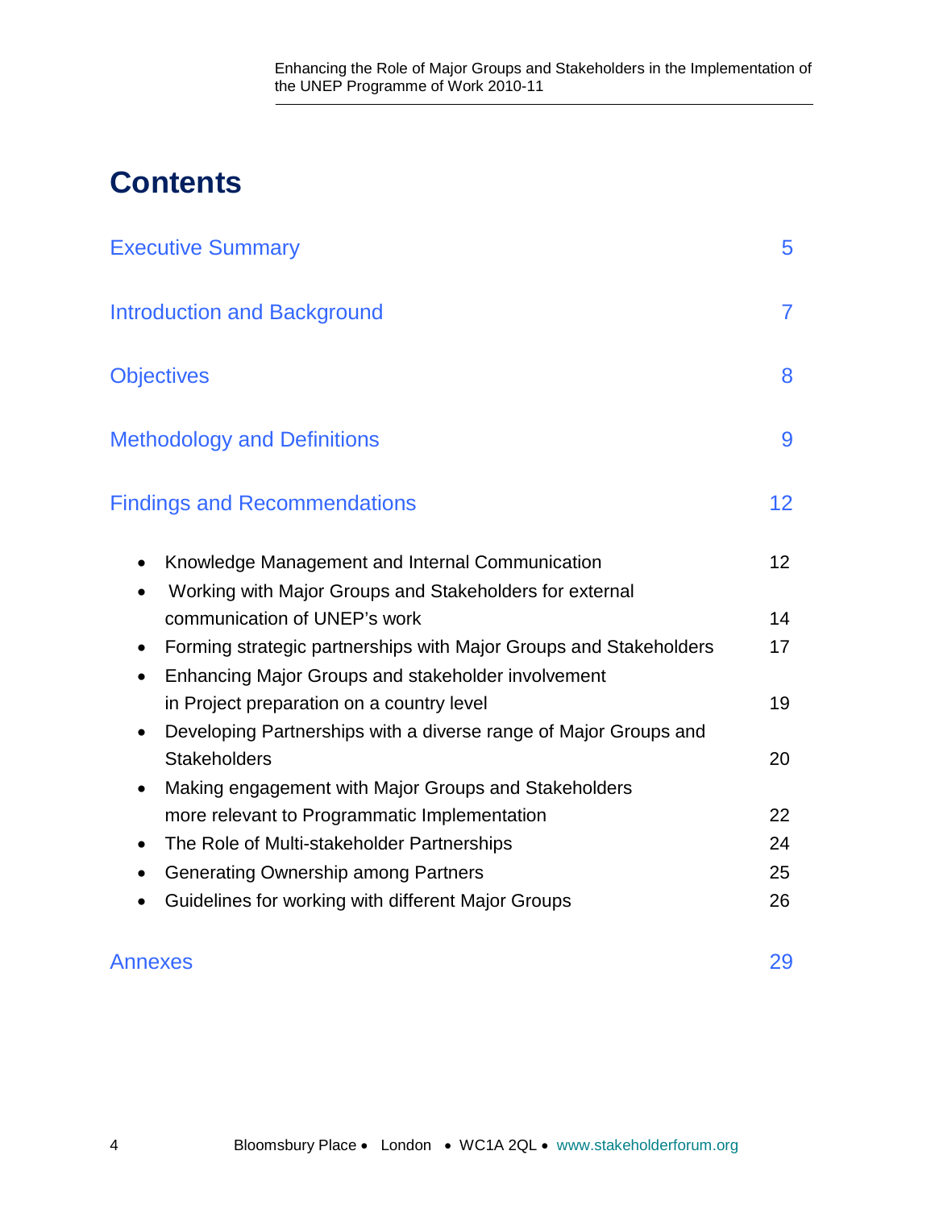# Contents

| | |
|---|---|
| Executive Summary | 5 |
| Introduction and Background | 7 |
| Objectives | 8 |
| Methodology and Definitions | 9 |
| Findings and Recommendations | 12 |
| • Knowledge Management and Internal Communication | 12 |
| • Working with Major Groups and Stakeholders for external communication of UNEP's work | 14 |
| • Forming strategic partnerships with Major Groups and Stakeholders | 17 |
| • Enhancing Major Groups and stakeholder involvement in Project preparation on a country level | 19 |
| • Developing Partnerships with a diverse range of Major Groups and Stakeholders | 20 |
| • Making engagement with Major Groups and Stakeholders more relevant to Programmatic Implementation | 22 |
| • The Role of Multi-stakeholder Partnerships | 24 |
| • Generating Ownership among Partners | 25 |
| • Guidelines for working with different Major Groups | 26 |
| Annexes | 29 |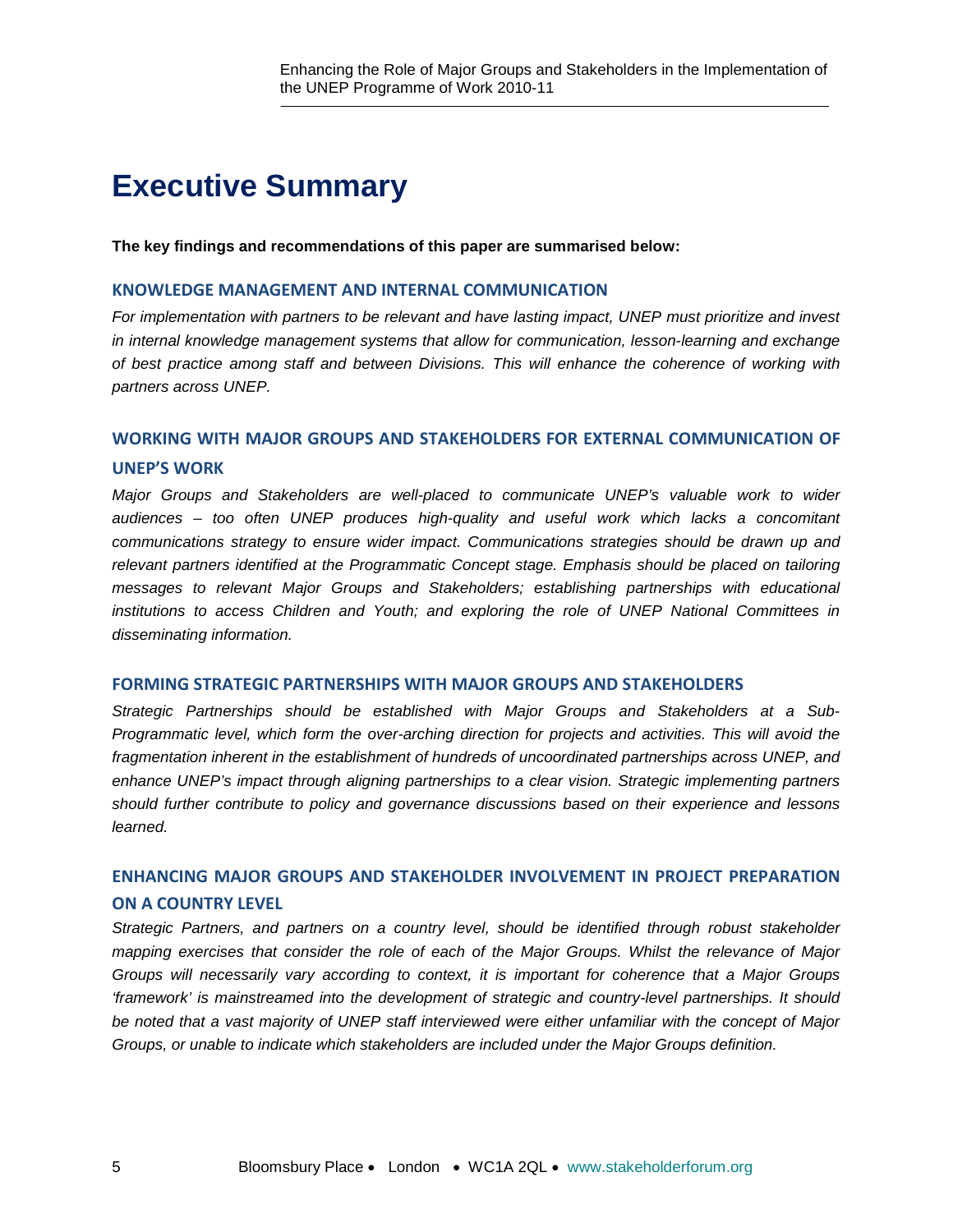# Executive Summary

**The key findings and recommendations of this paper are summarised below:**

### KNOWLEDGE MANAGEMENT AND INTERNAL COMMUNICATION

*For implementation with partners to be relevant and have lasting impact, UNEP must prioritize and invest in internal knowledge management systems that allow for communication, lesson-learning and exchange of best practice among staff and between Divisions. This will enhance the coherence of working with partners across UNEP.*

### WORKING WITH MAJOR GROUPS AND STAKEHOLDERS FOR EXTERNAL COMMUNICATION OF UNEP'S WORK

*Major Groups and Stakeholders are well-placed to communicate UNEP's valuable work to wider audiences – too often UNEP produces high-quality and useful work which lacks a concomitant communications strategy to ensure wider impact. Communications strategies should be drawn up and relevant partners identified at the Programmatic Concept stage. Emphasis should be placed on tailoring messages to relevant Major Groups and Stakeholders; establishing partnerships with educational institutions to access Children and Youth; and exploring the role of UNEP National Committees in disseminating information.*

### FORMING STRATEGIC PARTNERSHIPS WITH MAJOR GROUPS AND STAKEHOLDERS

*Strategic Partnerships should be established with Major Groups and Stakeholders at a Sub-Programmatic level, which form the over-arching direction for projects and activities. This will avoid the fragmentation inherent in the establishment of hundreds of uncoordinated partnerships across UNEP, and enhance UNEP's impact through aligning partnerships to a clear vision. Strategic implementing partners should further contribute to policy and governance discussions based on their experience and lessons learned.*

### ENHANCING MAJOR GROUPS AND STAKEHOLDER INVOLVEMENT IN PROJECT PREPARATION ON A COUNTRY LEVEL

*Strategic Partners, and partners on a country level, should be identified through robust stakeholder mapping exercises that consider the role of each of the Major Groups. Whilst the relevance of Major Groups will necessarily vary according to context, it is important for coherence that a Major Groups 'framework' is mainstreamed into the development of strategic and country-level partnerships. It should be noted that a vast majority of UNEP staff interviewed were either unfamiliar with the concept of Major Groups, or unable to indicate which stakeholders are included under the Major Groups definition.*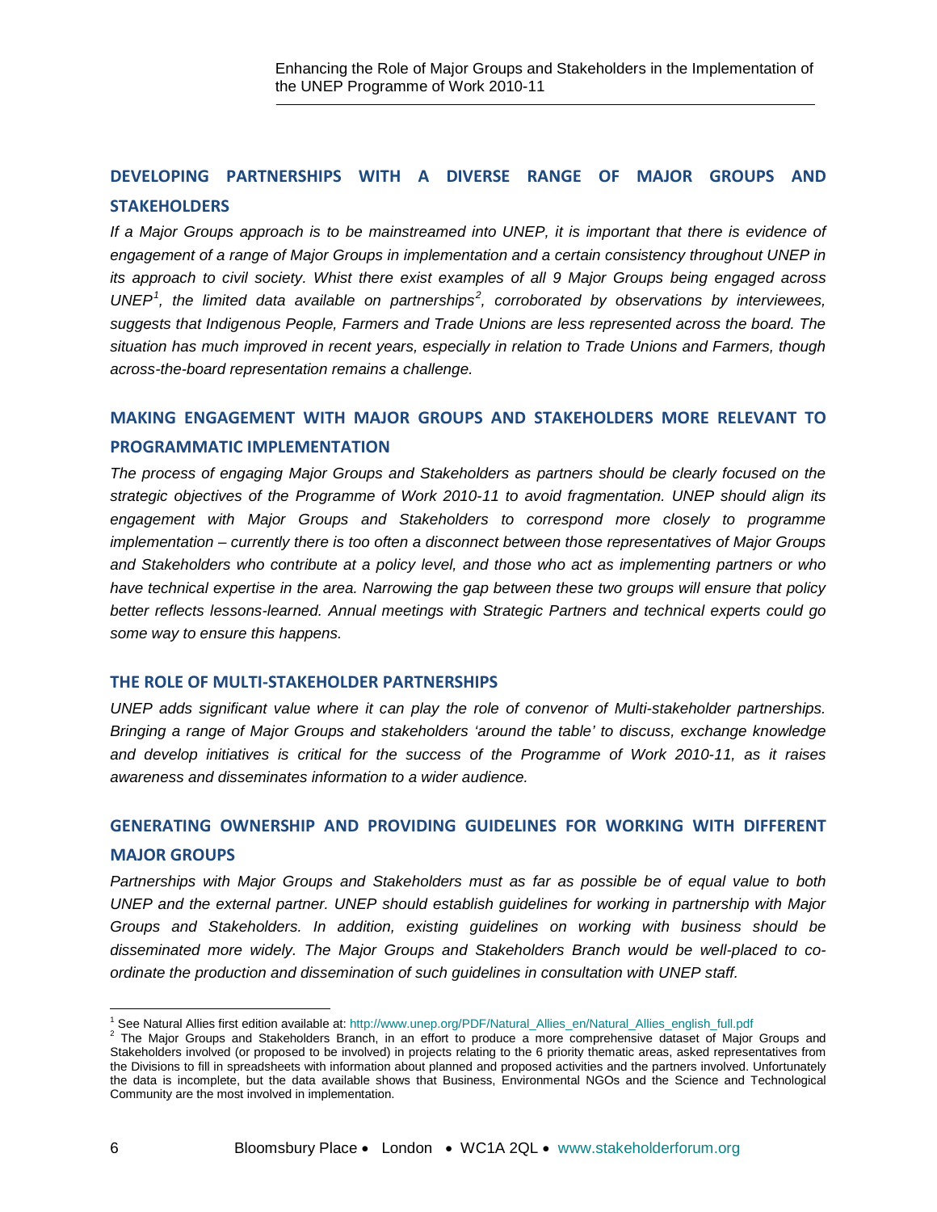## DEVELOPING PARTNERSHIPS WITH A DIVERSE RANGE OF MAJOR GROUPS AND STAKEHOLDERS

*If a Major Groups approach is to be mainstreamed into UNEP, it is important that there is evidence of engagement of a range of Major Groups in implementation and a certain consistency throughout UNEP in its approach to civil society. Whist there exist examples of all 9 Major Groups being engaged across UNEP[1], the limited data available on partnerships[2], corroborated by observations by interviewees, suggests that Indigenous People, Farmers and Trade Unions are less represented across the board. The situation has much improved in recent years, especially in relation to Trade Unions and Farmers, though across-the-board representation remains a challenge.*

## MAKING ENGAGEMENT WITH MAJOR GROUPS AND STAKEHOLDERS MORE RELEVANT TO PROGRAMMATIC IMPLEMENTATION

*The process of engaging Major Groups and Stakeholders as partners should be clearly focused on the strategic objectives of the Programme of Work 2010-11 to avoid fragmentation. UNEP should align its engagement with Major Groups and Stakeholders to correspond more closely to programme implementation – currently there is too often a disconnect between those representatives of Major Groups and Stakeholders who contribute at a policy level, and those who act as implementing partners or who have technical expertise in the area. Narrowing the gap between these two groups will ensure that policy better reflects lessons-learned. Annual meetings with Strategic Partners and technical experts could go some way to ensure this happens.*

### THE ROLE OF MULTI-STAKEHOLDER PARTNERSHIPS

*UNEP adds significant value where it can play the role of convenor of Multi-stakeholder partnerships. Bringing a range of Major Groups and stakeholders 'around the table' to discuss, exchange knowledge and develop initiatives is critical for the success of the Programme of Work 2010-11, as it raises awareness and disseminates information to a wider audience.*

## GENERATING OWNERSHIP AND PROVIDING GUIDELINES FOR WORKING WITH DIFFERENT MAJOR GROUPS

*Partnerships with Major Groups and Stakeholders must as far as possible be of equal value to both UNEP and the external partner. UNEP should establish guidelines for working in partnership with Major Groups and Stakeholders. In addition, existing guidelines on working with business should be disseminated more widely. The Major Groups and Stakeholders Branch would be well-placed to co-ordinate the production and dissemination of such guidelines in consultation with UNEP staff.*

---

[1] See Natural Allies first edition available at: http://www.unep.org/PDF/Natural_Allies_en/Natural_Allies_english_full.pdf

[2] The Major Groups and Stakeholders Branch, in an effort to produce a more comprehensive dataset of Major Groups and Stakeholders involved (or proposed to be involved) in projects relating to the 6 priority thematic areas, asked representatives from the Divisions to fill in spreadsheets with information about planned and proposed activities and the partners involved. Unfortunately the data is incomplete, but the data available shows that Business, Environmental NGOs and the Science and Technological Community are the most involved in implementation.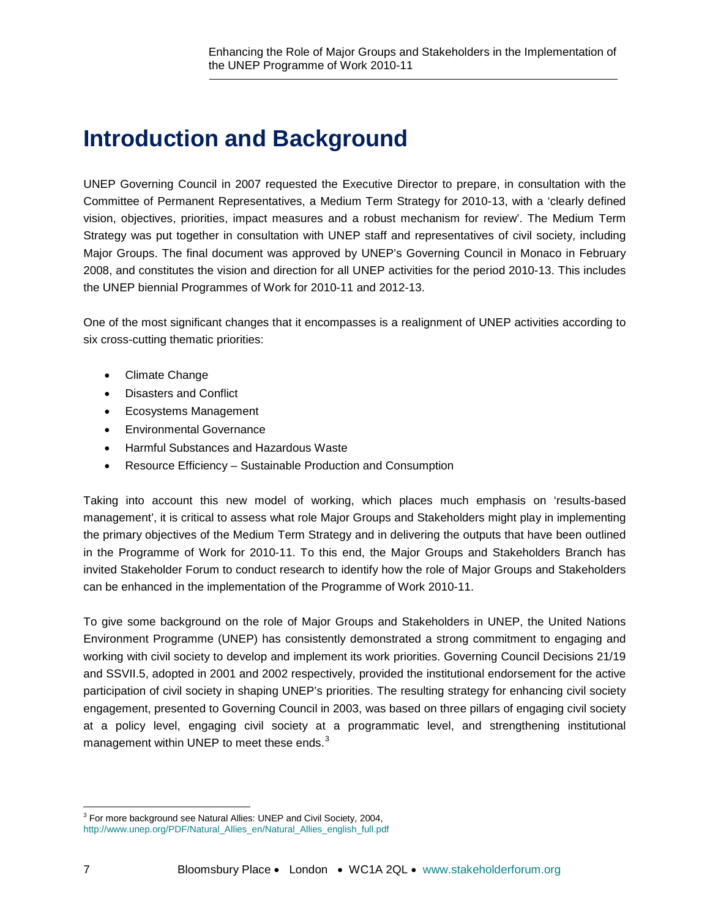# Introduction and Background

UNEP Governing Council in 2007 requested the Executive Director to prepare, in consultation with the Committee of Permanent Representatives, a Medium Term Strategy for 2010-13, with a 'clearly defined vision, objectives, priorities, impact measures and a robust mechanism for review'. The Medium Term Strategy was put together in consultation with UNEP staff and representatives of civil society, including Major Groups. The final document was approved by UNEP's Governing Council in Monaco in February 2008, and constitutes the vision and direction for all UNEP activities for the period 2010-13. This includes the UNEP biennial Programmes of Work for 2010-11 and 2012-13.

One of the most significant changes that it encompasses is a realignment of UNEP activities according to six cross-cutting thematic priorities:

- Climate Change
- Disasters and Conflict
- Ecosystems Management
- Environmental Governance
- Harmful Substances and Hazardous Waste
- Resource Efficiency – Sustainable Production and Consumption

Taking into account this new model of working, which places much emphasis on 'results-based management', it is critical to assess what role Major Groups and Stakeholders might play in implementing the primary objectives of the Medium Term Strategy and in delivering the outputs that have been outlined in the Programme of Work for 2010-11. To this end, the Major Groups and Stakeholders Branch has invited Stakeholder Forum to conduct research to identify how the role of Major Groups and Stakeholders can be enhanced in the implementation of the Programme of Work 2010-11.

To give some background on the role of Major Groups and Stakeholders in UNEP, the United Nations Environment Programme (UNEP) has consistently demonstrated a strong commitment to engaging and working with civil society to develop and implement its work priorities. Governing Council Decisions 21/19 and SSVII.5, adopted in 2001 and 2002 respectively, provided the institutional endorsement for the active participation of civil society in shaping UNEP's priorities. The resulting strategy for enhancing civil society engagement, presented to Governing Council in 2003, was based on three pillars of engaging civil society at a policy level, engaging civil society at a programmatic level, and strengthening institutional management within UNEP to meet these ends.[3]

[3] For more background see Natural Allies: UNEP and Civil Society, 2004, http://www.unep.org/PDF/Natural_Allies_en/Natural_Allies_english_full.pdf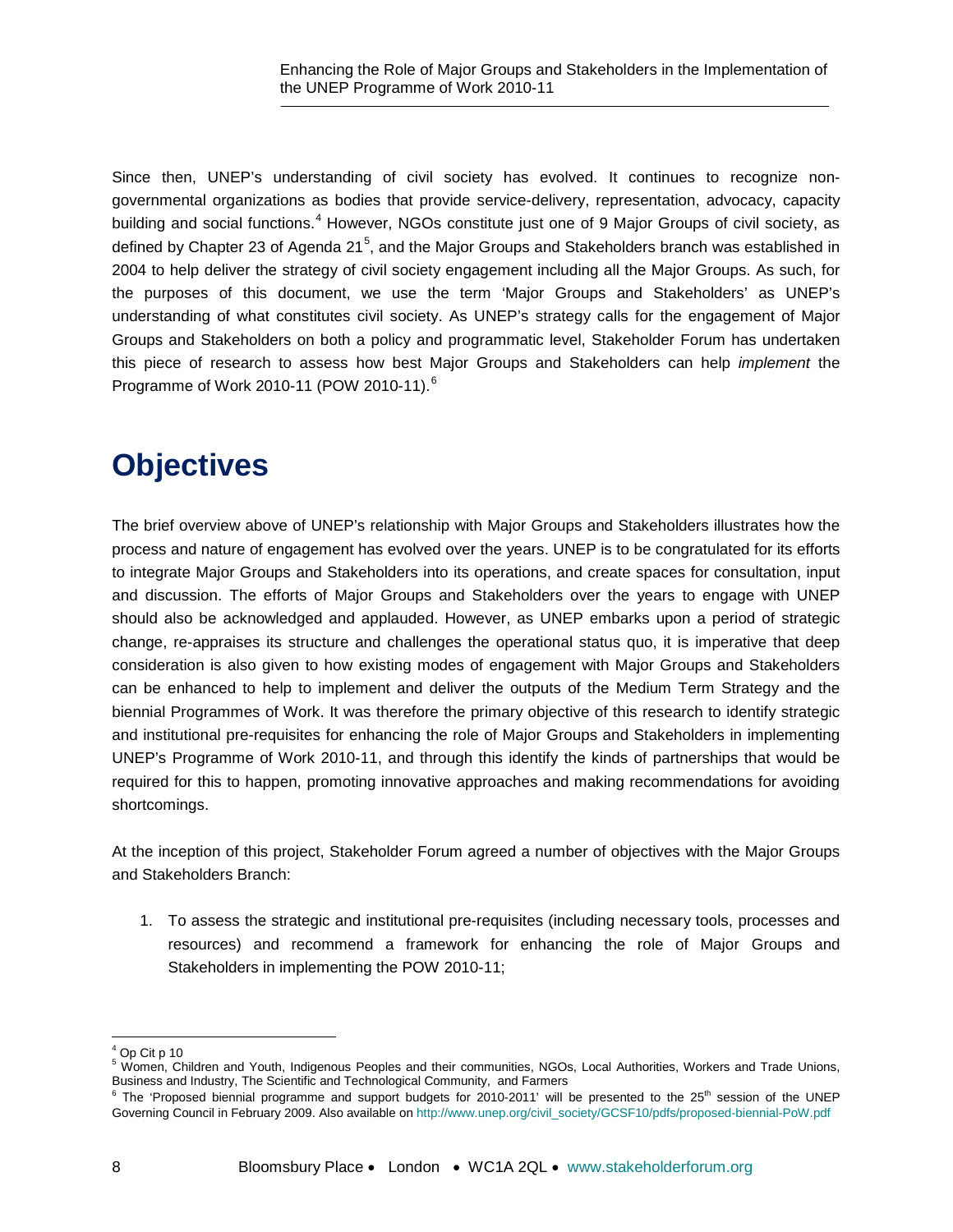Since then, UNEP's understanding of civil society has evolved. It continues to recognize non-governmental organizations as bodies that provide service-delivery, representation, advocacy, capacity building and social functions.[4] However, NGOs constitute just one of 9 Major Groups of civil society, as defined by Chapter 23 of Agenda 21[5], and the Major Groups and Stakeholders branch was established in 2004 to help deliver the strategy of civil society engagement including all the Major Groups. As such, for the purposes of this document, we use the term 'Major Groups and Stakeholders' as UNEP's understanding of what constitutes civil society. As UNEP's strategy calls for the engagement of Major Groups and Stakeholders on both a policy and programmatic level, Stakeholder Forum has undertaken this piece of research to assess how best Major Groups and Stakeholders can help *implement* the Programme of Work 2010-11 (POW 2010-11).[6]

# Objectives

The brief overview above of UNEP's relationship with Major Groups and Stakeholders illustrates how the process and nature of engagement has evolved over the years. UNEP is to be congratulated for its efforts to integrate Major Groups and Stakeholders into its operations, and create spaces for consultation, input and discussion. The efforts of Major Groups and Stakeholders over the years to engage with UNEP should also be acknowledged and applauded. However, as UNEP embarks upon a period of strategic change, re-appraises its structure and challenges the operational status quo, it is imperative that deep consideration is also given to how existing modes of engagement with Major Groups and Stakeholders can be enhanced to help to implement and deliver the outputs of the Medium Term Strategy and the biennial Programmes of Work. It was therefore the primary objective of this research to identify strategic and institutional pre-requisites for enhancing the role of Major Groups and Stakeholders in implementing UNEP's Programme of Work 2010-11, and through this identify the kinds of partnerships that would be required for this to happen, promoting innovative approaches and making recommendations for avoiding shortcomings.

At the inception of this project, Stakeholder Forum agreed a number of objectives with the Major Groups and Stakeholders Branch:

1. To assess the strategic and institutional pre-requisites (including necessary tools, processes and resources) and recommend a framework for enhancing the role of Major Groups and Stakeholders in implementing the POW 2010-11;

---

[4] Op Cit p 10

[5] Women, Children and Youth, Indigenous Peoples and their communities, NGOs, Local Authorities, Workers and Trade Unions, Business and Industry, The Scientific and Technological Community, and Farmers

[6] The 'Proposed biennial programme and support budgets for 2010-2011' will be presented to the 25th session of the UNEP Governing Council in February 2009. Also available on http://www.unep.org/civil_society/GCSF10/pdfs/proposed-biennial-PoW.pdf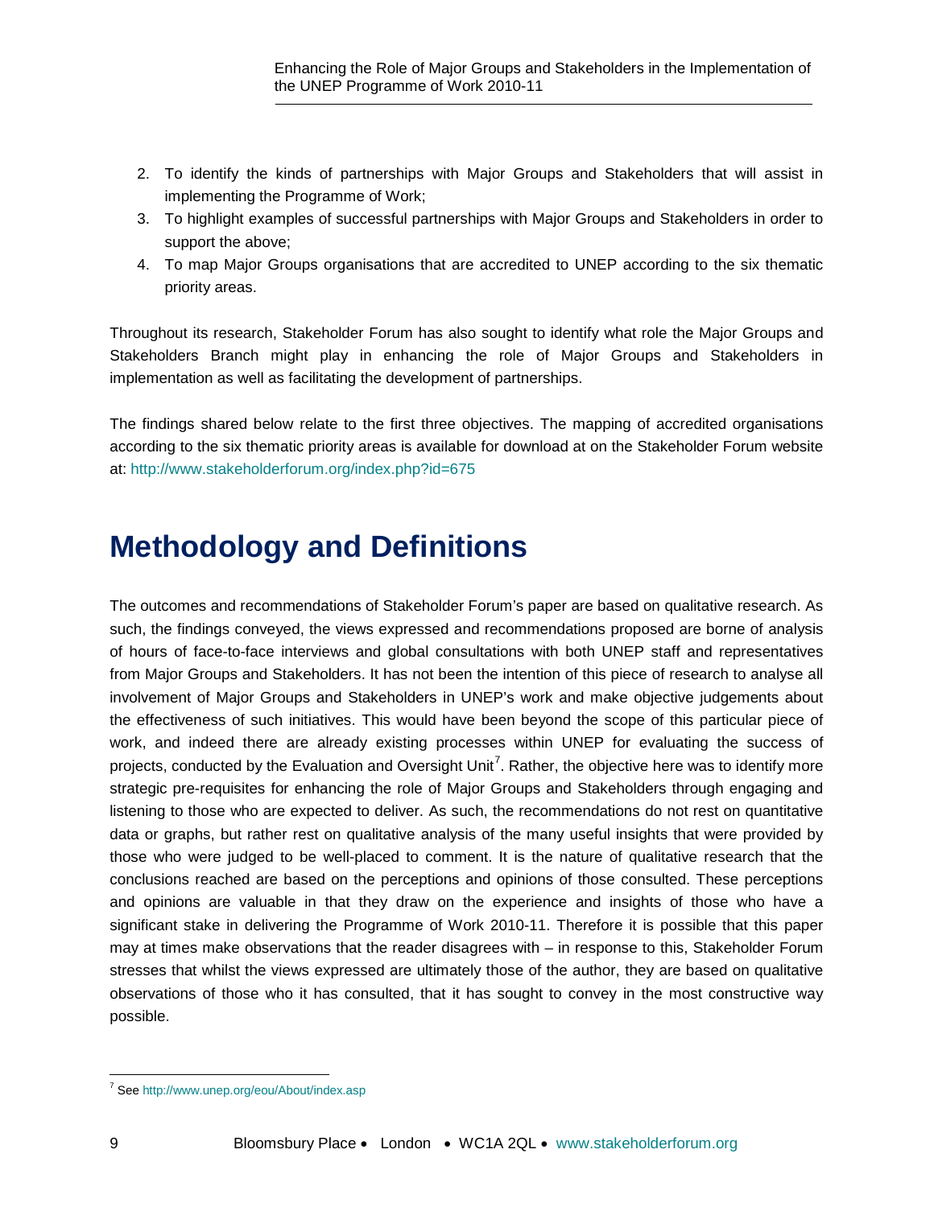2. To identify the kinds of partnerships with Major Groups and Stakeholders that will assist in implementing the Programme of Work;
3. To highlight examples of successful partnerships with Major Groups and Stakeholders in order to support the above;
4. To map Major Groups organisations that are accredited to UNEP according to the six thematic priority areas.

Throughout its research, Stakeholder Forum has also sought to identify what role the Major Groups and Stakeholders Branch might play in enhancing the role of Major Groups and Stakeholders in implementation as well as facilitating the development of partnerships.

The findings shared below relate to the first three objectives. The mapping of accredited organisations according to the six thematic priority areas is available for download at on the Stakeholder Forum website at: http://www.stakeholderforum.org/index.php?id=675

# Methodology and Definitions

The outcomes and recommendations of Stakeholder Forum's paper are based on qualitative research. As such, the findings conveyed, the views expressed and recommendations proposed are borne of analysis of hours of face-to-face interviews and global consultations with both UNEP staff and representatives from Major Groups and Stakeholders. It has not been the intention of this piece of research to analyse all involvement of Major Groups and Stakeholders in UNEP's work and make objective judgements about the effectiveness of such initiatives. This would have been beyond the scope of this particular piece of work, and indeed there are already existing processes within UNEP for evaluating the success of projects, conducted by the Evaluation and Oversight Unit[7]. Rather, the objective here was to identify more strategic pre-requisites for enhancing the role of Major Groups and Stakeholders through engaging and listening to those who are expected to deliver. As such, the recommendations do not rest on quantitative data or graphs, but rather rest on qualitative analysis of the many useful insights that were provided by those who were judged to be well-placed to comment. It is the nature of qualitative research that the conclusions reached are based on the perceptions and opinions of those consulted. These perceptions and opinions are valuable in that they draw on the experience and insights of those who have a significant stake in delivering the Programme of Work 2010-11. Therefore it is possible that this paper may at times make observations that the reader disagrees with – in response to this, Stakeholder Forum stresses that whilst the views expressed are ultimately those of the author, they are based on qualitative observations of those who it has consulted, that it has sought to convey in the most constructive way possible.

[7] See http://www.unep.org/eou/About/index.asp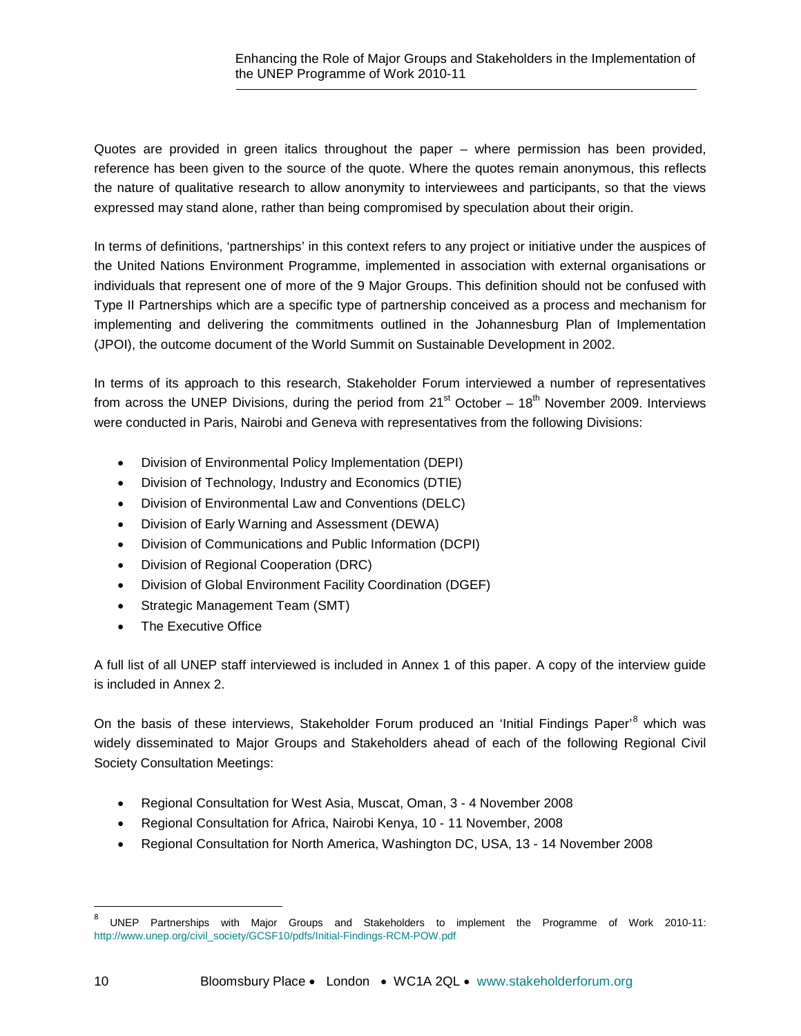Quotes are provided in green italics throughout the paper – where permission has been provided, reference has been given to the source of the quote. Where the quotes remain anonymous, this reflects the nature of qualitative research to allow anonymity to interviewees and participants, so that the views expressed may stand alone, rather than being compromised by speculation about their origin.

In terms of definitions, 'partnerships' in this context refers to any project or initiative under the auspices of the United Nations Environment Programme, implemented in association with external organisations or individuals that represent one of more of the 9 Major Groups. This definition should not be confused with Type II Partnerships which are a specific type of partnership conceived as a process and mechanism for implementing and delivering the commitments outlined in the Johannesburg Plan of Implementation (JPOI), the outcome document of the World Summit on Sustainable Development in 2002.

In terms of its approach to this research, Stakeholder Forum interviewed a number of representatives from across the UNEP Divisions, during the period from 21st October – 18th November 2009. Interviews were conducted in Paris, Nairobi and Geneva with representatives from the following Divisions:

- Division of Environmental Policy Implementation (DEPI)
- Division of Technology, Industry and Economics (DTIE)
- Division of Environmental Law and Conventions (DELC)
- Division of Early Warning and Assessment (DEWA)
- Division of Communications and Public Information (DCPI)
- Division of Regional Cooperation (DRC)
- Division of Global Environment Facility Coordination (DGEF)
- Strategic Management Team (SMT)
- The Executive Office

A full list of all UNEP staff interviewed is included in Annex 1 of this paper. A copy of the interview guide is included in Annex 2.

On the basis of these interviews, Stakeholder Forum produced an 'Initial Findings Paper'[8] which was widely disseminated to Major Groups and Stakeholders ahead of each of the following Regional Civil Society Consultation Meetings:

- Regional Consultation for West Asia, Muscat, Oman, 3 - 4 November 2008
- Regional Consultation for Africa, Nairobi Kenya, 10 - 11 November, 2008
- Regional Consultation for North America, Washington DC, USA, 13 - 14 November 2008

---

[8] UNEP Partnerships with Major Groups and Stakeholders to implement the Programme of Work 2010-11: http://www.unep.org/civil_society/GCSF10/pdfs/Initial-Findings-RCM-POW.pdf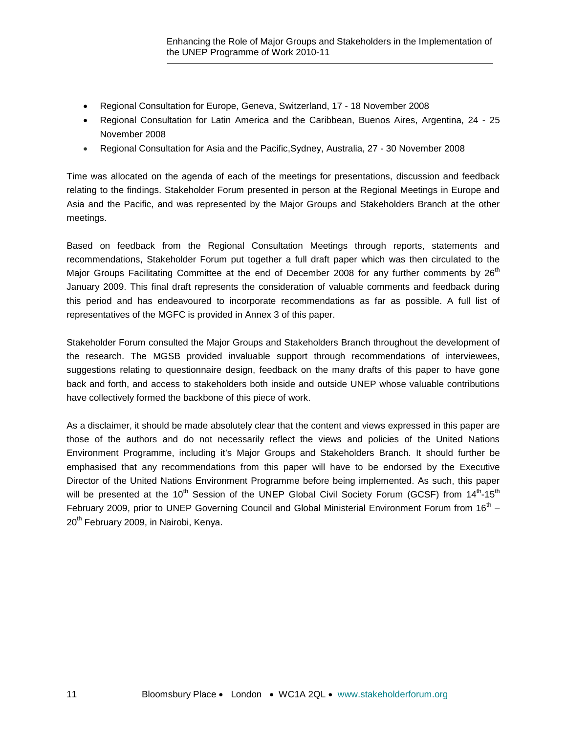- Regional Consultation for Europe, Geneva, Switzerland, 17 - 18 November 2008
- Regional Consultation for Latin America and the Caribbean, Buenos Aires, Argentina, 24 - 25 November 2008
- Regional Consultation for Asia and the Pacific,Sydney, Australia, 27 - 30 November 2008

Time was allocated on the agenda of each of the meetings for presentations, discussion and feedback relating to the findings. Stakeholder Forum presented in person at the Regional Meetings in Europe and Asia and the Pacific, and was represented by the Major Groups and Stakeholders Branch at the other meetings.

Based on feedback from the Regional Consultation Meetings through reports, statements and recommendations, Stakeholder Forum put together a full draft paper which was then circulated to the Major Groups Facilitating Committee at the end of December 2008 for any further comments by 26th January 2009. This final draft represents the consideration of valuable comments and feedback during this period and has endeavoured to incorporate recommendations as far as possible. A full list of representatives of the MGFC is provided in Annex 3 of this paper.

Stakeholder Forum consulted the Major Groups and Stakeholders Branch throughout the development of the research. The MGSB provided invaluable support through recommendations of interviewees, suggestions relating to questionnaire design, feedback on the many drafts of this paper to have gone back and forth, and access to stakeholders both inside and outside UNEP whose valuable contributions have collectively formed the backbone of this piece of work.

As a disclaimer, it should be made absolutely clear that the content and views expressed in this paper are those of the authors and do not necessarily reflect the views and policies of the United Nations Environment Programme, including it's Major Groups and Stakeholders Branch. It should further be emphasised that any recommendations from this paper will have to be endorsed by the Executive Director of the United Nations Environment Programme before being implemented. As such, this paper will be presented at the 10th Session of the UNEP Global Civil Society Forum (GCSF) from 14th-15th February 2009, prior to UNEP Governing Council and Global Ministerial Environment Forum from 16th – 20th February 2009, in Nairobi, Kenya.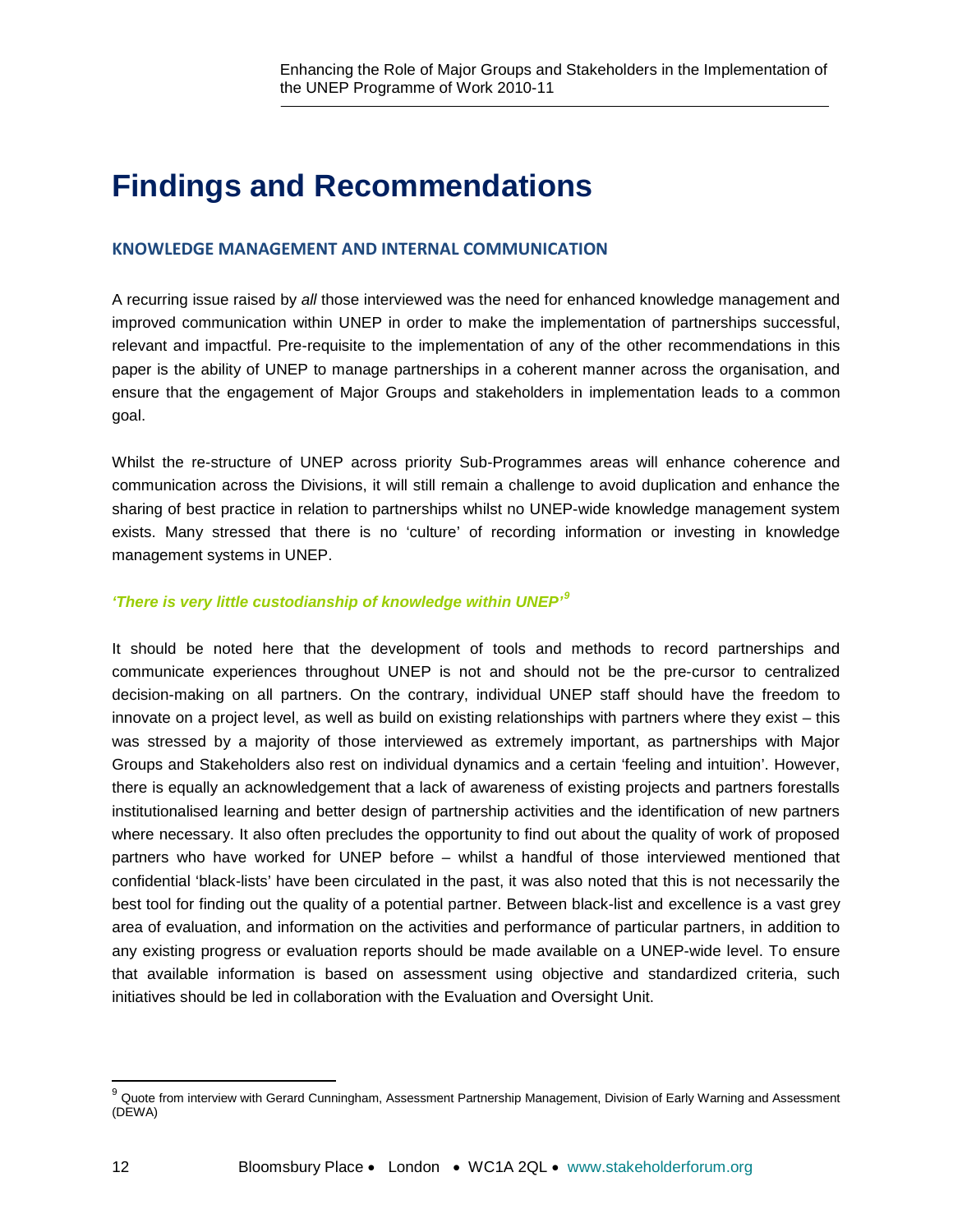# Findings and Recommendations

## KNOWLEDGE MANAGEMENT AND INTERNAL COMMUNICATION

A recurring issue raised by *all* those interviewed was the need for enhanced knowledge management and improved communication within UNEP in order to make the implementation of partnerships successful, relevant and impactful. Pre-requisite to the implementation of any of the other recommendations in this paper is the ability of UNEP to manage partnerships in a coherent manner across the organisation, and ensure that the engagement of Major Groups and stakeholders in implementation leads to a common goal.

Whilst the re-structure of UNEP across priority Sub-Programmes areas will enhance coherence and communication across the Divisions, it will still remain a challenge to avoid duplication and enhance the sharing of best practice in relation to partnerships whilst no UNEP-wide knowledge management system exists. Many stressed that there is no 'culture' of recording information or investing in knowledge management systems in UNEP.

***'There is very little custodianship of knowledge within UNEP'*** [9]

It should be noted here that the development of tools and methods to record partnerships and communicate experiences throughout UNEP is not and should not be the pre-cursor to centralized decision-making on all partners. On the contrary, individual UNEP staff should have the freedom to innovate on a project level, as well as build on existing relationships with partners where they exist – this was stressed by a majority of those interviewed as extremely important, as partnerships with Major Groups and Stakeholders also rest on individual dynamics and a certain 'feeling and intuition'. However, there is equally an acknowledgement that a lack of awareness of existing projects and partners forestalls institutionalised learning and better design of partnership activities and the identification of new partners where necessary. It also often precludes the opportunity to find out about the quality of work of proposed partners who have worked for UNEP before – whilst a handful of those interviewed mentioned that confidential 'black-lists' have been circulated in the past, it was also noted that this is not necessarily the best tool for finding out the quality of a potential partner. Between black-list and excellence is a vast grey area of evaluation, and information on the activities and performance of particular partners, in addition to any existing progress or evaluation reports should be made available on a UNEP-wide level. To ensure that available information is based on assessment using objective and standardized criteria, such initiatives should be led in collaboration with the Evaluation and Oversight Unit.

---

[9] Quote from interview with Gerard Cunningham, Assessment Partnership Management, Division of Early Warning and Assessment (DEWA)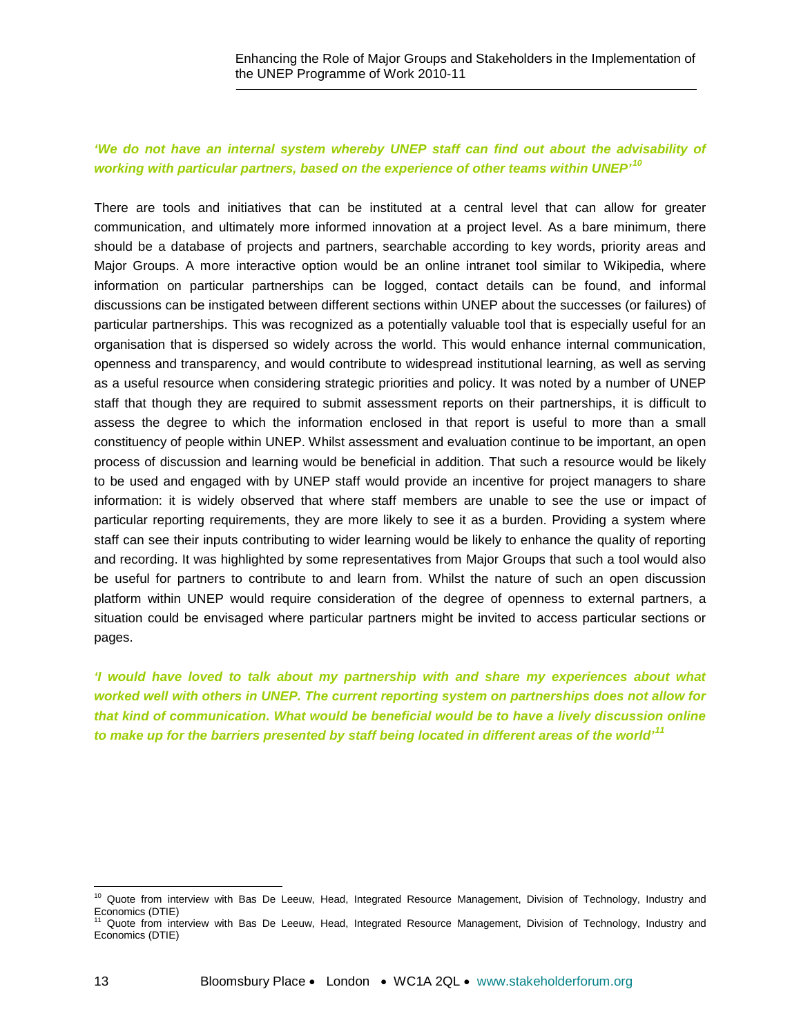***'We do not have an internal system whereby UNEP staff can find out about the advisability of working with particular partners, based on the experience of other teams within UNEP'*** [10]

There are tools and initiatives that can be instituted at a central level that can allow for greater communication, and ultimately more informed innovation at a project level. As a bare minimum, there should be a database of projects and partners, searchable according to key words, priority areas and Major Groups. A more interactive option would be an online intranet tool similar to Wikipedia, where information on particular partnerships can be logged, contact details can be found, and informal discussions can be instigated between different sections within UNEP about the successes (or failures) of particular partnerships. This was recognized as a potentially valuable tool that is especially useful for an organisation that is dispersed so widely across the world. This would enhance internal communication, openness and transparency, and would contribute to widespread institutional learning, as well as serving as a useful resource when considering strategic priorities and policy. It was noted by a number of UNEP staff that though they are required to submit assessment reports on their partnerships, it is difficult to assess the degree to which the information enclosed in that report is useful to more than a small constituency of people within UNEP. Whilst assessment and evaluation continue to be important, an open process of discussion and learning would be beneficial in addition. That such a resource would be likely to be used and engaged with by UNEP staff would provide an incentive for project managers to share information: it is widely observed that where staff members are unable to see the use or impact of particular reporting requirements, they are more likely to see it as a burden. Providing a system where staff can see their inputs contributing to wider learning would be likely to enhance the quality of reporting and recording. It was highlighted by some representatives from Major Groups that such a tool would also be useful for partners to contribute to and learn from. Whilst the nature of such an open discussion platform within UNEP would require consideration of the degree of openness to external partners, a situation could be envisaged where particular partners might be invited to access particular sections or pages.

***'I would have loved to talk about my partnership with and share my experiences about what worked well with others in UNEP. The current reporting system on partnerships does not allow for that kind of communication. What would be beneficial would be to have a lively discussion online to make up for the barriers presented by staff being located in different areas of the world'*** [11]

---

[10] Quote from interview with Bas De Leeuw, Head, Integrated Resource Management, Division of Technology, Industry and Economics (DTIE)

[11] Quote from interview with Bas De Leeuw, Head, Integrated Resource Management, Division of Technology, Industry and Economics (DTIE)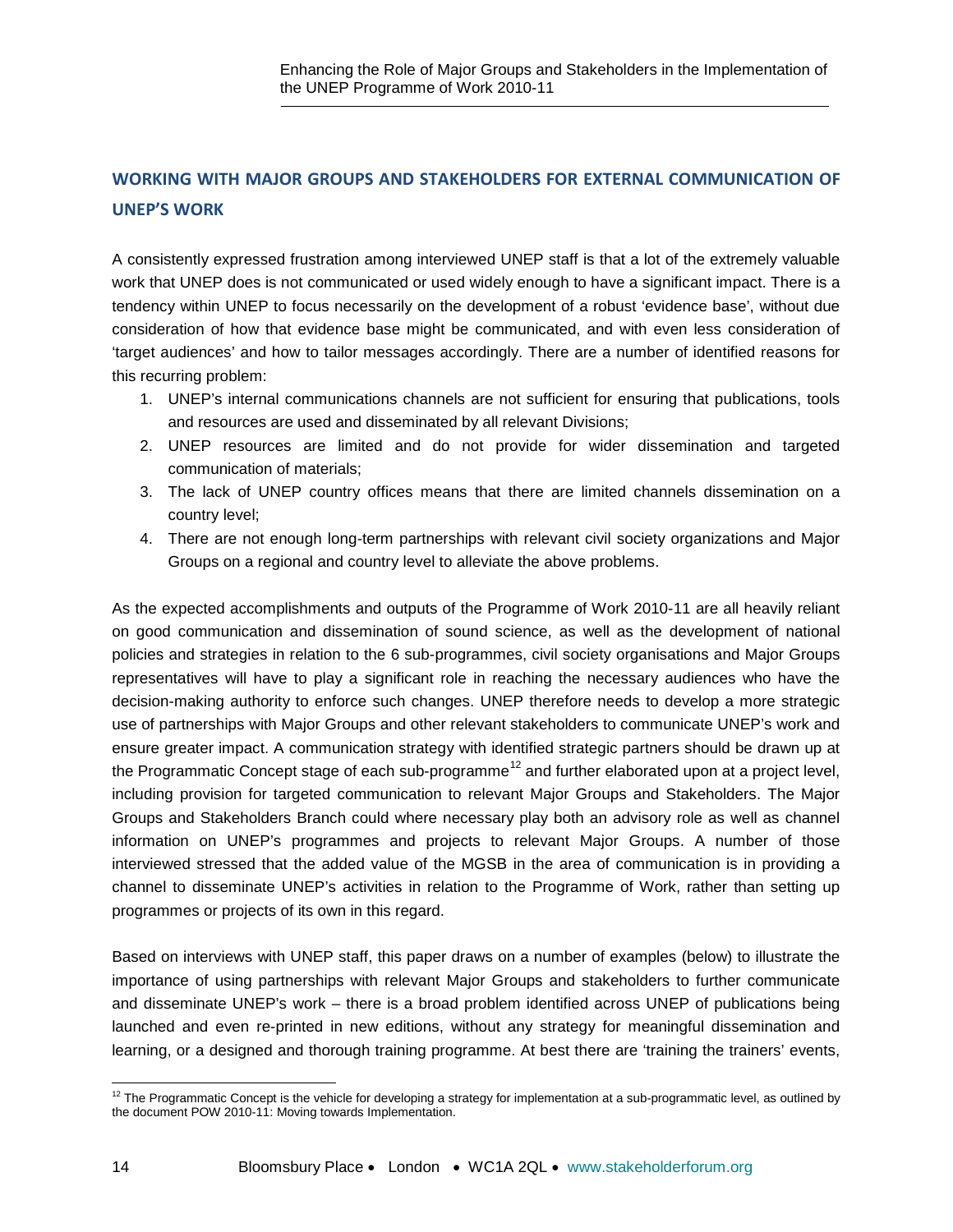## WORKING WITH MAJOR GROUPS AND STAKEHOLDERS FOR EXTERNAL COMMUNICATION OF UNEP'S WORK

A consistently expressed frustration among interviewed UNEP staff is that a lot of the extremely valuable work that UNEP does is not communicated or used widely enough to have a significant impact. There is a tendency within UNEP to focus necessarily on the development of a robust 'evidence base', without due consideration of how that evidence base might be communicated, and with even less consideration of 'target audiences' and how to tailor messages accordingly. There are a number of identified reasons for this recurring problem:

1. UNEP's internal communications channels are not sufficient for ensuring that publications, tools and resources are used and disseminated by all relevant Divisions;
2. UNEP resources are limited and do not provide for wider dissemination and targeted communication of materials;
3. The lack of UNEP country offices means that there are limited channels dissemination on a country level;
4. There are not enough long-term partnerships with relevant civil society organizations and Major Groups on a regional and country level to alleviate the above problems.

As the expected accomplishments and outputs of the Programme of Work 2010-11 are all heavily reliant on good communication and dissemination of sound science, as well as the development of national policies and strategies in relation to the 6 sub-programmes, civil society organisations and Major Groups representatives will have to play a significant role in reaching the necessary audiences who have the decision-making authority to enforce such changes. UNEP therefore needs to develop a more strategic use of partnerships with Major Groups and other relevant stakeholders to communicate UNEP's work and ensure greater impact. A communication strategy with identified strategic partners should be drawn up at the Programmatic Concept stage of each sub-programme[12] and further elaborated upon at a project level, including provision for targeted communication to relevant Major Groups and Stakeholders. The Major Groups and Stakeholders Branch could where necessary play both an advisory role as well as channel information on UNEP's programmes and projects to relevant Major Groups. A number of those interviewed stressed that the added value of the MGSB in the area of communication is in providing a channel to disseminate UNEP's activities in relation to the Programme of Work, rather than setting up programmes or projects of its own in this regard.

Based on interviews with UNEP staff, this paper draws on a number of examples (below) to illustrate the importance of using partnerships with relevant Major Groups and stakeholders to further communicate and disseminate UNEP's work – there is a broad problem identified across UNEP of publications being launched and even re-printed in new editions, without any strategy for meaningful dissemination and learning, or a designed and thorough training programme. At best there are 'training the trainers' events,

[12] The Programmatic Concept is the vehicle for developing a strategy for implementation at a sub-programmatic level, as outlined by the document POW 2010-11: Moving towards Implementation.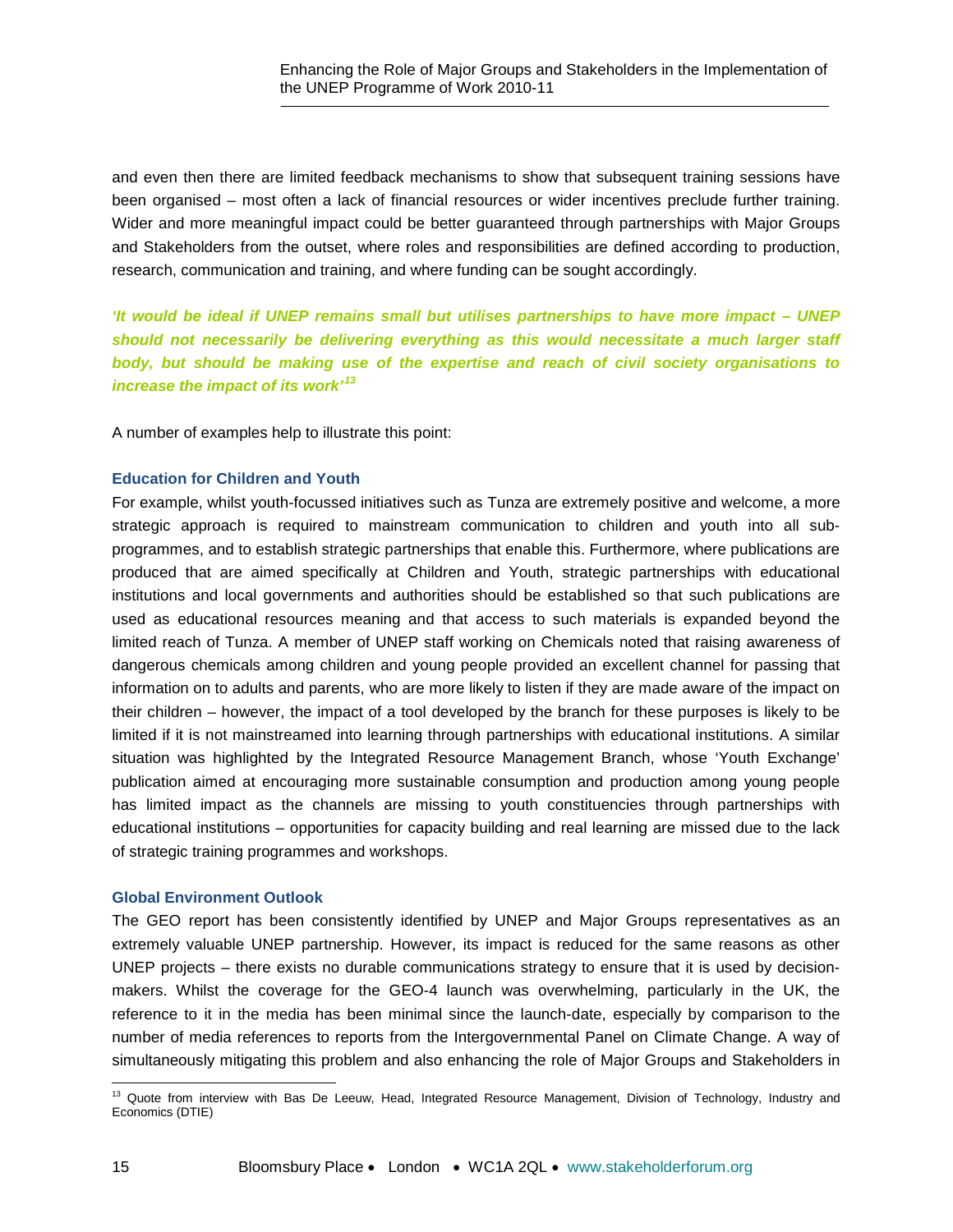and even then there are limited feedback mechanisms to show that subsequent training sessions have been organised – most often a lack of financial resources or wider incentives preclude further training. Wider and more meaningful impact could be better guaranteed through partnerships with Major Groups and Stakeholders from the outset, where roles and responsibilities are defined according to production, research, communication and training, and where funding can be sought accordingly.

***'It would be ideal if UNEP remains small but utilises partnerships to have more impact – UNEP should not necessarily be delivering everything as this would necessitate a much larger staff body, but should be making use of the expertise and reach of civil society organisations to increase the impact of its work'[13]***

A number of examples help to illustrate this point:

### Education for Children and Youth

For example, whilst youth-focussed initiatives such as Tunza are extremely positive and welcome, a more strategic approach is required to mainstream communication to children and youth into all sub-programmes, and to establish strategic partnerships that enable this. Furthermore, where publications are produced that are aimed specifically at Children and Youth, strategic partnerships with educational institutions and local governments and authorities should be established so that such publications are used as educational resources meaning and that access to such materials is expanded beyond the limited reach of Tunza. A member of UNEP staff working on Chemicals noted that raising awareness of dangerous chemicals among children and young people provided an excellent channel for passing that information on to adults and parents, who are more likely to listen if they are made aware of the impact on their children – however, the impact of a tool developed by the branch for these purposes is likely to be limited if it is not mainstreamed into learning through partnerships with educational institutions. A similar situation was highlighted by the Integrated Resource Management Branch, whose 'Youth Exchange' publication aimed at encouraging more sustainable consumption and production among young people has limited impact as the channels are missing to youth constituencies through partnerships with educational institutions – opportunities for capacity building and real learning are missed due to the lack of strategic training programmes and workshops.

### Global Environment Outlook

The GEO report has been consistently identified by UNEP and Major Groups representatives as an extremely valuable UNEP partnership. However, its impact is reduced for the same reasons as other UNEP projects – there exists no durable communications strategy to ensure that it is used by decision-makers. Whilst the coverage for the GEO-4 launch was overwhelming, particularly in the UK, the reference to it in the media has been minimal since the launch-date, especially by comparison to the number of media references to reports from the Intergovernmental Panel on Climate Change. A way of simultaneously mitigating this problem and also enhancing the role of Major Groups and Stakeholders in

---

[13] Quote from interview with Bas De Leeuw, Head, Integrated Resource Management, Division of Technology, Industry and Economics (DTIE)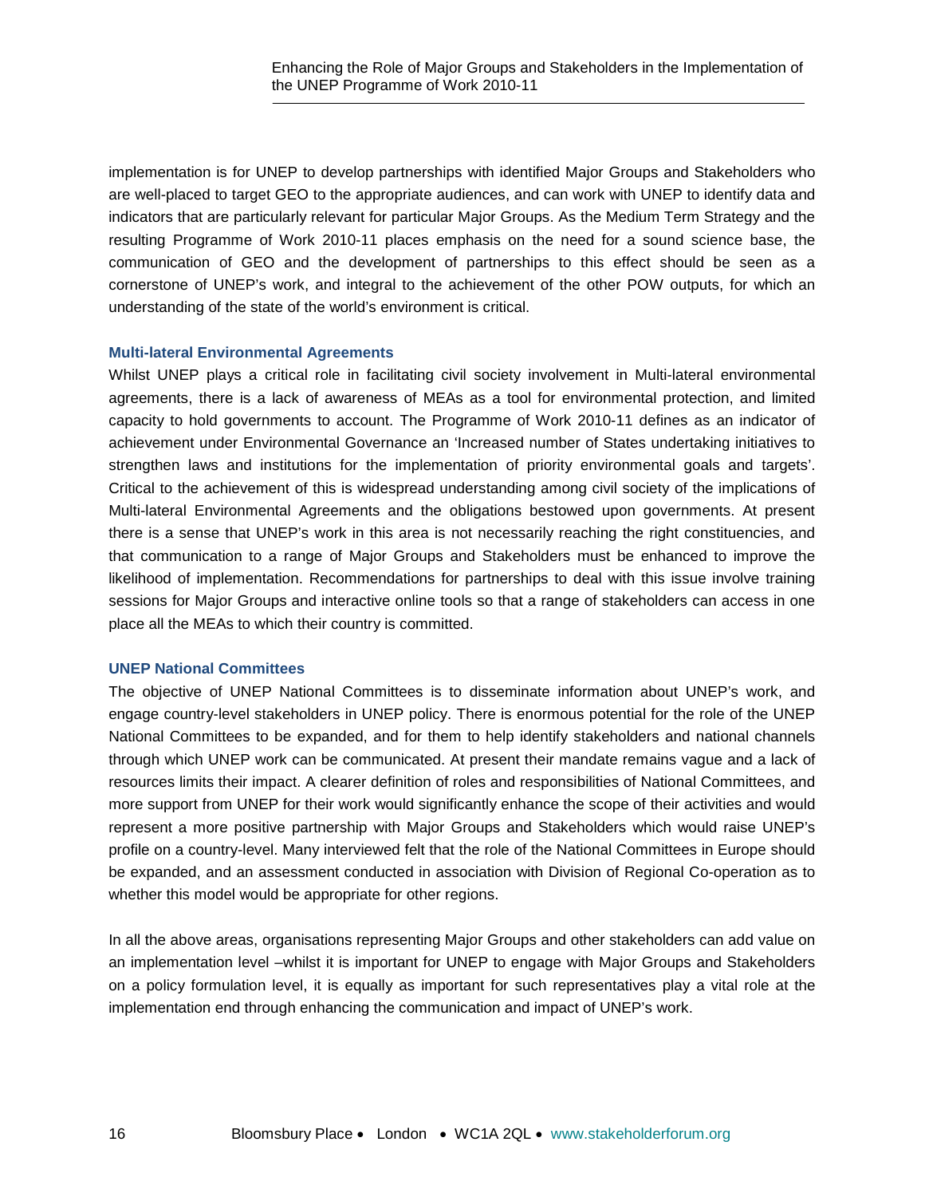implementation is for UNEP to develop partnerships with identified Major Groups and Stakeholders who are well-placed to target GEO to the appropriate audiences, and can work with UNEP to identify data and indicators that are particularly relevant for particular Major Groups. As the Medium Term Strategy and the resulting Programme of Work 2010-11 places emphasis on the need for a sound science base, the communication of GEO and the development of partnerships to this effect should be seen as a cornerstone of UNEP's work, and integral to the achievement of the other POW outputs, for which an understanding of the state of the world's environment is critical.

### Multi-lateral Environmental Agreements

Whilst UNEP plays a critical role in facilitating civil society involvement in Multi-lateral environmental agreements, there is a lack of awareness of MEAs as a tool for environmental protection, and limited capacity to hold governments to account. The Programme of Work 2010-11 defines as an indicator of achievement under Environmental Governance an 'Increased number of States undertaking initiatives to strengthen laws and institutions for the implementation of priority environmental goals and targets'. Critical to the achievement of this is widespread understanding among civil society of the implications of Multi-lateral Environmental Agreements and the obligations bestowed upon governments. At present there is a sense that UNEP's work in this area is not necessarily reaching the right constituencies, and that communication to a range of Major Groups and Stakeholders must be enhanced to improve the likelihood of implementation. Recommendations for partnerships to deal with this issue involve training sessions for Major Groups and interactive online tools so that a range of stakeholders can access in one place all the MEAs to which their country is committed.

### UNEP National Committees

The objective of UNEP National Committees is to disseminate information about UNEP's work, and engage country-level stakeholders in UNEP policy. There is enormous potential for the role of the UNEP National Committees to be expanded, and for them to help identify stakeholders and national channels through which UNEP work can be communicated. At present their mandate remains vague and a lack of resources limits their impact. A clearer definition of roles and responsibilities of National Committees, and more support from UNEP for their work would significantly enhance the scope of their activities and would represent a more positive partnership with Major Groups and Stakeholders which would raise UNEP's profile on a country-level. Many interviewed felt that the role of the National Committees in Europe should be expanded, and an assessment conducted in association with Division of Regional Co-operation as to whether this model would be appropriate for other regions.

In all the above areas, organisations representing Major Groups and other stakeholders can add value on an implementation level –whilst it is important for UNEP to engage with Major Groups and Stakeholders on a policy formulation level, it is equally as important for such representatives play a vital role at the implementation end through enhancing the communication and impact of UNEP's work.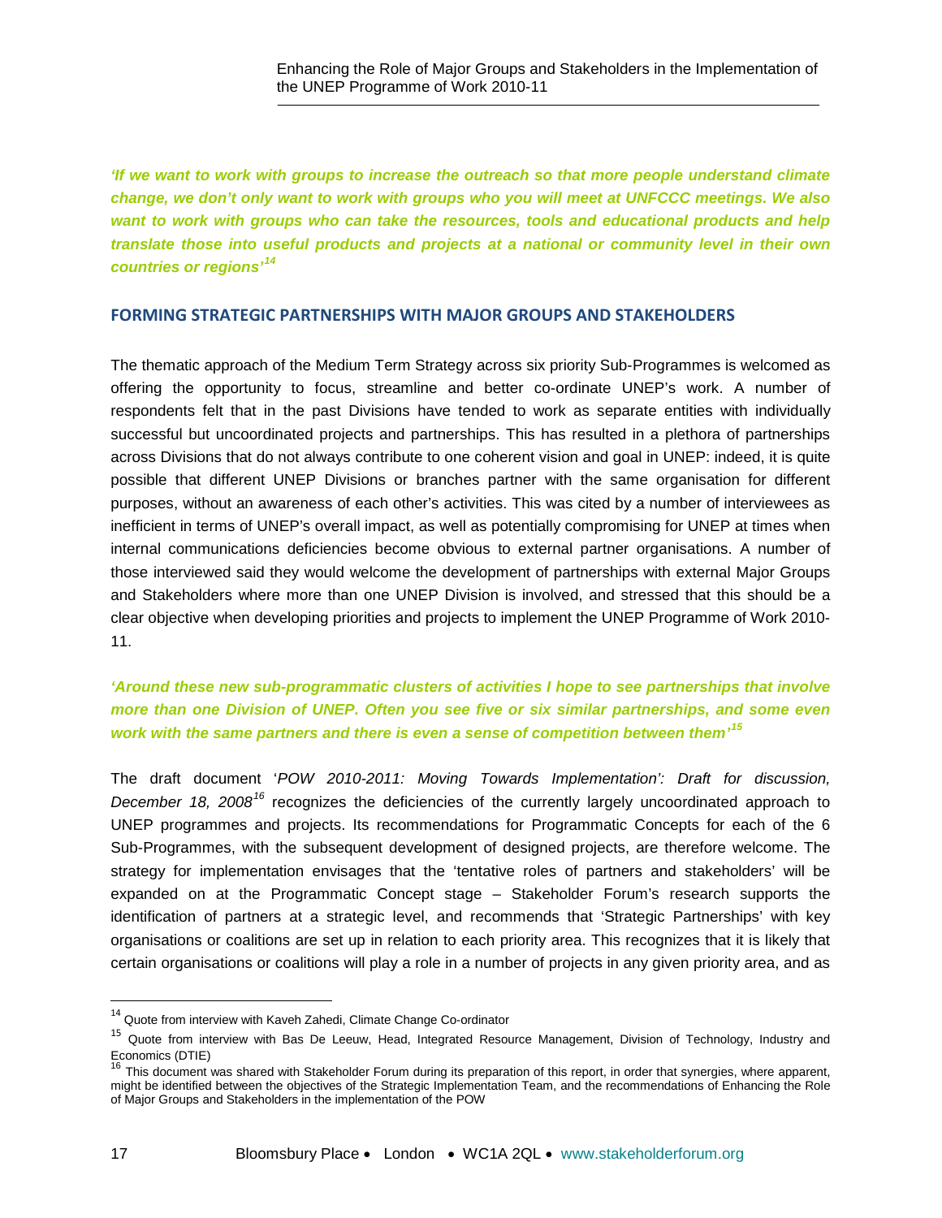***'If we want to work with groups to increase the outreach so that more people understand climate change, we don't only want to work with groups who you will meet at UNFCCC meetings. We also want to work with groups who can take the resources, tools and educational products and help translate those into useful products and projects at a national or community level in their own countries or regions'[14]***

## FORMING STRATEGIC PARTNERSHIPS WITH MAJOR GROUPS AND STAKEHOLDERS

The thematic approach of the Medium Term Strategy across six priority Sub-Programmes is welcomed as offering the opportunity to focus, streamline and better co-ordinate UNEP's work. A number of respondents felt that in the past Divisions have tended to work as separate entities with individually successful but uncoordinated projects and partnerships. This has resulted in a plethora of partnerships across Divisions that do not always contribute to one coherent vision and goal in UNEP: indeed, it is quite possible that different UNEP Divisions or branches partner with the same organisation for different purposes, without an awareness of each other's activities. This was cited by a number of interviewees as inefficient in terms of UNEP's overall impact, as well as potentially compromising for UNEP at times when internal communications deficiencies become obvious to external partner organisations. A number of those interviewed said they would welcome the development of partnerships with external Major Groups and Stakeholders where more than one UNEP Division is involved, and stressed that this should be a clear objective when developing priorities and projects to implement the UNEP Programme of Work 2010-11.

***'Around these new sub-programmatic clusters of activities I hope to see partnerships that involve more than one Division of UNEP. Often you see five or six similar partnerships, and some even work with the same partners and there is even a sense of competition between them'[15]***

The draft document '*POW 2010-2011: Moving Towards Implementation': Draft for discussion, December 18, 2008*[16] recognizes the deficiencies of the currently largely uncoordinated approach to UNEP programmes and projects. Its recommendations for Programmatic Concepts for each of the 6 Sub-Programmes, with the subsequent development of designed projects, are therefore welcome. The strategy for implementation envisages that the 'tentative roles of partners and stakeholders' will be expanded on at the Programmatic Concept stage – Stakeholder Forum's research supports the identification of partners at a strategic level, and recommends that 'Strategic Partnerships' with key organisations or coalitions are set up in relation to each priority area. This recognizes that it is likely that certain organisations or coalitions will play a role in a number of projects in any given priority area, and as

---

[14] Quote from interview with Kaveh Zahedi, Climate Change Co-ordinator

[15] Quote from interview with Bas De Leeuw, Head, Integrated Resource Management, Division of Technology, Industry and Economics (DTIE)

[16] This document was shared with Stakeholder Forum during its preparation of this report, in order that synergies, where apparent, might be identified between the objectives of the Strategic Implementation Team, and the recommendations of Enhancing the Role of Major Groups and Stakeholders in the implementation of the POW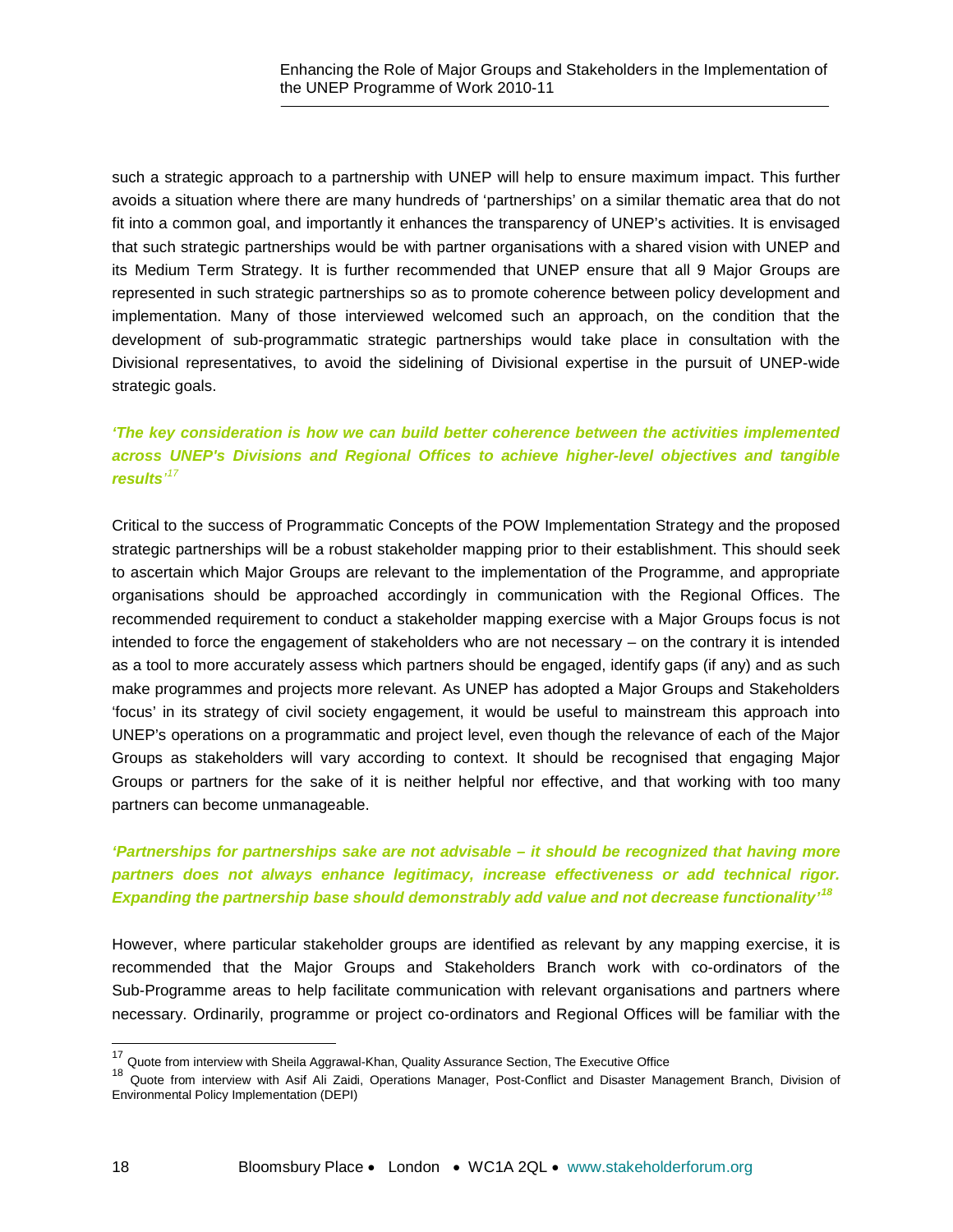such a strategic approach to a partnership with UNEP will help to ensure maximum impact. This further avoids a situation where there are many hundreds of 'partnerships' on a similar thematic area that do not fit into a common goal, and importantly it enhances the transparency of UNEP's activities. It is envisaged that such strategic partnerships would be with partner organisations with a shared vision with UNEP and its Medium Term Strategy. It is further recommended that UNEP ensure that all 9 Major Groups are represented in such strategic partnerships so as to promote coherence between policy development and implementation. Many of those interviewed welcomed such an approach, on the condition that the development of sub-programmatic strategic partnerships would take place in consultation with the Divisional representatives, to avoid the sidelining of Divisional expertise in the pursuit of UNEP-wide strategic goals.

***'The key consideration is how we can build better coherence between the activities implemented across UNEP's Divisions and Regional Offices to achieve higher-level objectives and tangible results'*** [17]

Critical to the success of Programmatic Concepts of the POW Implementation Strategy and the proposed strategic partnerships will be a robust stakeholder mapping prior to their establishment. This should seek to ascertain which Major Groups are relevant to the implementation of the Programme, and appropriate organisations should be approached accordingly in communication with the Regional Offices. The recommended requirement to conduct a stakeholder mapping exercise with a Major Groups focus is not intended to force the engagement of stakeholders who are not necessary – on the contrary it is intended as a tool to more accurately assess which partners should be engaged, identify gaps (if any) and as such make programmes and projects more relevant. As UNEP has adopted a Major Groups and Stakeholders 'focus' in its strategy of civil society engagement, it would be useful to mainstream this approach into UNEP's operations on a programmatic and project level, even though the relevance of each of the Major Groups as stakeholders will vary according to context. It should be recognised that engaging Major Groups or partners for the sake of it is neither helpful nor effective, and that working with too many partners can become unmanageable.

***'Partnerships for partnerships sake are not advisable – it should be recognized that having more partners does not always enhance legitimacy, increase effectiveness or add technical rigor. Expanding the partnership base should demonstrably add value and not decrease functionality'*** [18]

However, where particular stakeholder groups are identified as relevant by any mapping exercise, it is recommended that the Major Groups and Stakeholders Branch work with co-ordinators of the Sub-Programme areas to help facilitate communication with relevant organisations and partners where necessary. Ordinarily, programme or project co-ordinators and Regional Offices will be familiar with the

---

[17] Quote from interview with Sheila Aggrawal-Khan, Quality Assurance Section, The Executive Office

[18] Quote from interview with Asif Ali Zaidi, Operations Manager, Post-Conflict and Disaster Management Branch, Division of Environmental Policy Implementation (DEPI)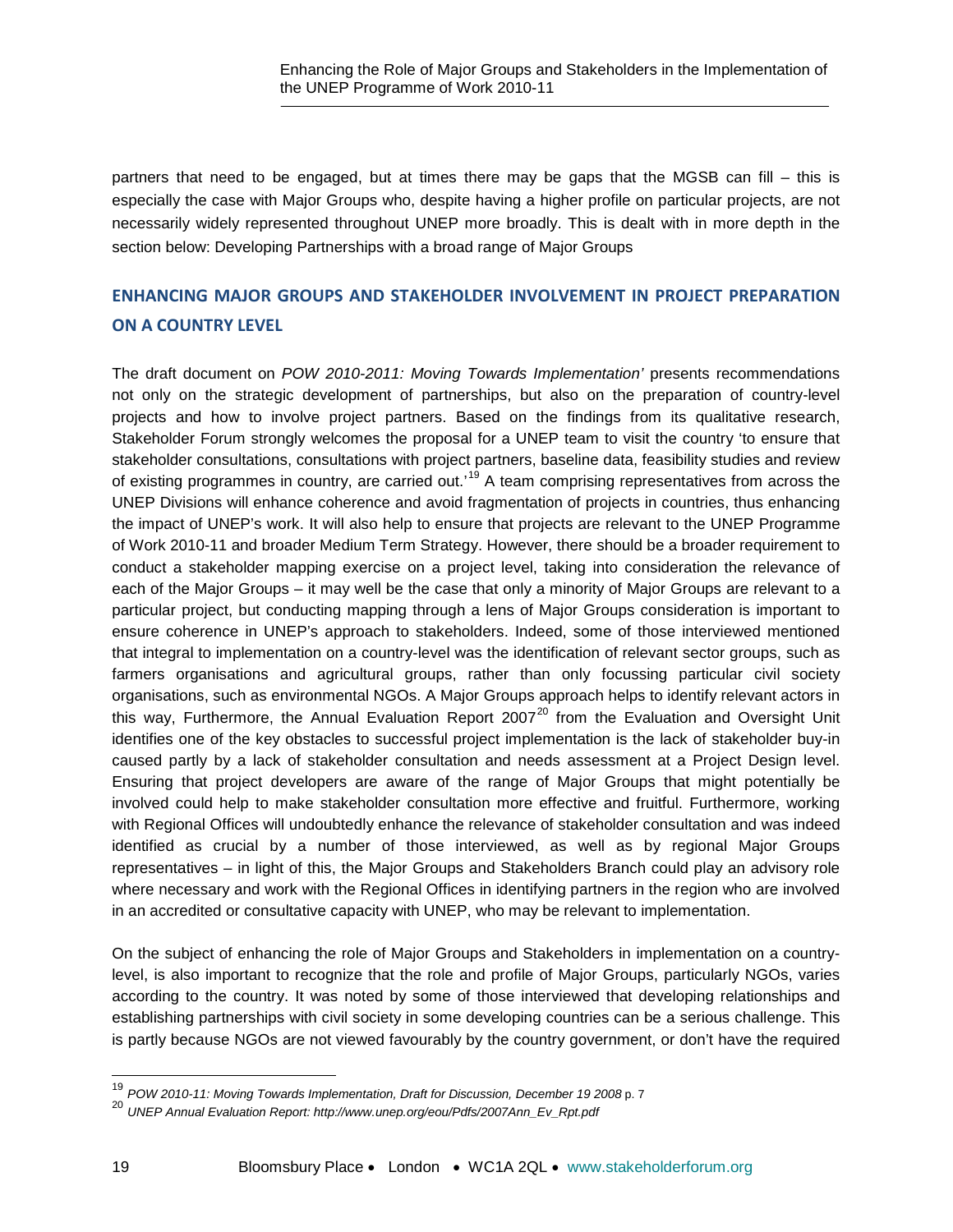partners that need to be engaged, but at times there may be gaps that the MGSB can fill – this is especially the case with Major Groups who, despite having a higher profile on particular projects, are not necessarily widely represented throughout UNEP more broadly. This is dealt with in more depth in the section below: Developing Partnerships with a broad range of Major Groups

## ENHANCING MAJOR GROUPS AND STAKEHOLDER INVOLVEMENT IN PROJECT PREPARATION ON A COUNTRY LEVEL

The draft document on *POW 2010-2011: Moving Towards Implementation'* presents recommendations not only on the strategic development of partnerships, but also on the preparation of country-level projects and how to involve project partners. Based on the findings from its qualitative research, Stakeholder Forum strongly welcomes the proposal for a UNEP team to visit the country 'to ensure that stakeholder consultations, consultations with project partners, baseline data, feasibility studies and review of existing programmes in country, are carried out.'[19] A team comprising representatives from across the UNEP Divisions will enhance coherence and avoid fragmentation of projects in countries, thus enhancing the impact of UNEP's work. It will also help to ensure that projects are relevant to the UNEP Programme of Work 2010-11 and broader Medium Term Strategy. However, there should be a broader requirement to conduct a stakeholder mapping exercise on a project level, taking into consideration the relevance of each of the Major Groups – it may well be the case that only a minority of Major Groups are relevant to a particular project, but conducting mapping through a lens of Major Groups consideration is important to ensure coherence in UNEP's approach to stakeholders. Indeed, some of those interviewed mentioned that integral to implementation on a country-level was the identification of relevant sector groups, such as farmers organisations and agricultural groups, rather than only focussing particular civil society organisations, such as environmental NGOs. A Major Groups approach helps to identify relevant actors in this way, Furthermore, the Annual Evaluation Report 2007[20] from the Evaluation and Oversight Unit identifies one of the key obstacles to successful project implementation is the lack of stakeholder buy-in caused partly by a lack of stakeholder consultation and needs assessment at a Project Design level. Ensuring that project developers are aware of the range of Major Groups that might potentially be involved could help to make stakeholder consultation more effective and fruitful. Furthermore, working with Regional Offices will undoubtedly enhance the relevance of stakeholder consultation and was indeed identified as crucial by a number of those interviewed, as well as by regional Major Groups representatives – in light of this, the Major Groups and Stakeholders Branch could play an advisory role where necessary and work with the Regional Offices in identifying partners in the region who are involved in an accredited or consultative capacity with UNEP, who may be relevant to implementation.

On the subject of enhancing the role of Major Groups and Stakeholders in implementation on a country-level, is also important to recognize that the role and profile of Major Groups, particularly NGOs, varies according to the country. It was noted by some of those interviewed that developing relationships and establishing partnerships with civil society in some developing countries can be a serious challenge. This is partly because NGOs are not viewed favourably by the country government, or don't have the required

---

[19] *POW 2010-11: Moving Towards Implementation, Draft for Discussion, December 19 2008* p. 7

[20] *UNEP Annual Evaluation Report: http://www.unep.org/eou/Pdfs/2007Ann_Ev_Rpt.pdf*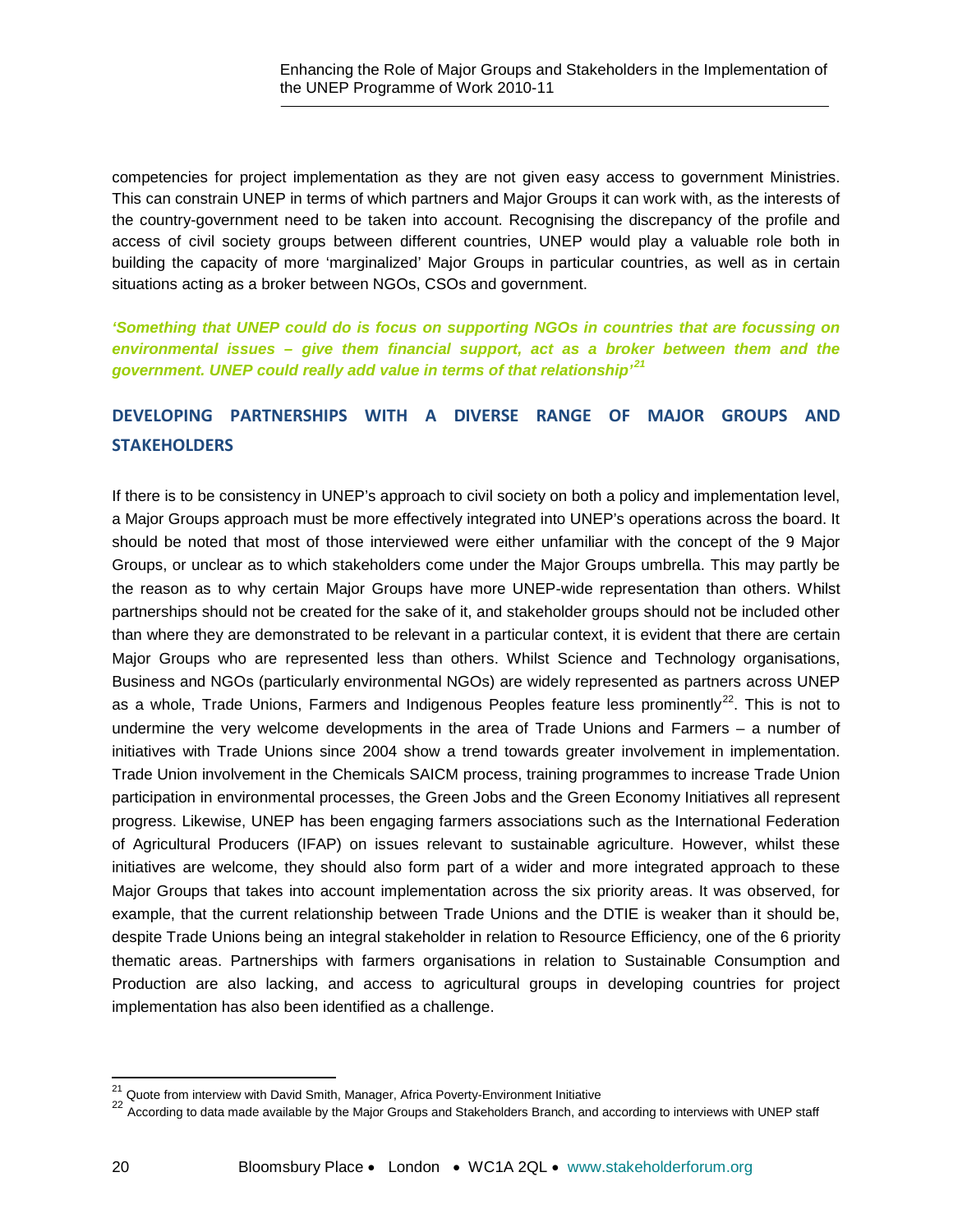competencies for project implementation as they are not given easy access to government Ministries. This can constrain UNEP in terms of which partners and Major Groups it can work with, as the interests of the country-government need to be taken into account. Recognising the discrepancy of the profile and access of civil society groups between different countries, UNEP would play a valuable role both in building the capacity of more 'marginalized' Major Groups in particular countries, as well as in certain situations acting as a broker between NGOs, CSOs and government.

***'Something that UNEP could do is focus on supporting NGOs in countries that are focussing on environmental issues – give them financial support, act as a broker between them and the government. UNEP could really add value in terms of that relationship'*[21]**

## DEVELOPING PARTNERSHIPS WITH A DIVERSE RANGE OF MAJOR GROUPS AND STAKEHOLDERS

If there is to be consistency in UNEP's approach to civil society on both a policy and implementation level, a Major Groups approach must be more effectively integrated into UNEP's operations across the board. It should be noted that most of those interviewed were either unfamiliar with the concept of the 9 Major Groups, or unclear as to which stakeholders come under the Major Groups umbrella. This may partly be the reason as to why certain Major Groups have more UNEP-wide representation than others. Whilst partnerships should not be created for the sake of it, and stakeholder groups should not be included other than where they are demonstrated to be relevant in a particular context, it is evident that there are certain Major Groups who are represented less than others. Whilst Science and Technology organisations, Business and NGOs (particularly environmental NGOs) are widely represented as partners across UNEP as a whole, Trade Unions, Farmers and Indigenous Peoples feature less prominently[22]. This is not to undermine the very welcome developments in the area of Trade Unions and Farmers – a number of initiatives with Trade Unions since 2004 show a trend towards greater involvement in implementation. Trade Union involvement in the Chemicals SAICM process, training programmes to increase Trade Union participation in environmental processes, the Green Jobs and the Green Economy Initiatives all represent progress. Likewise, UNEP has been engaging farmers associations such as the International Federation of Agricultural Producers (IFAP) on issues relevant to sustainable agriculture. However, whilst these initiatives are welcome, they should also form part of a wider and more integrated approach to these Major Groups that takes into account implementation across the six priority areas. It was observed, for example, that the current relationship between Trade Unions and the DTIE is weaker than it should be, despite Trade Unions being an integral stakeholder in relation to Resource Efficiency, one of the 6 priority thematic areas. Partnerships with farmers organisations in relation to Sustainable Consumption and Production are also lacking, and access to agricultural groups in developing countries for project implementation has also been identified as a challenge.

---

[21] Quote from interview with David Smith, Manager, Africa Poverty-Environment Initiative

[22] According to data made available by the Major Groups and Stakeholders Branch, and according to interviews with UNEP staff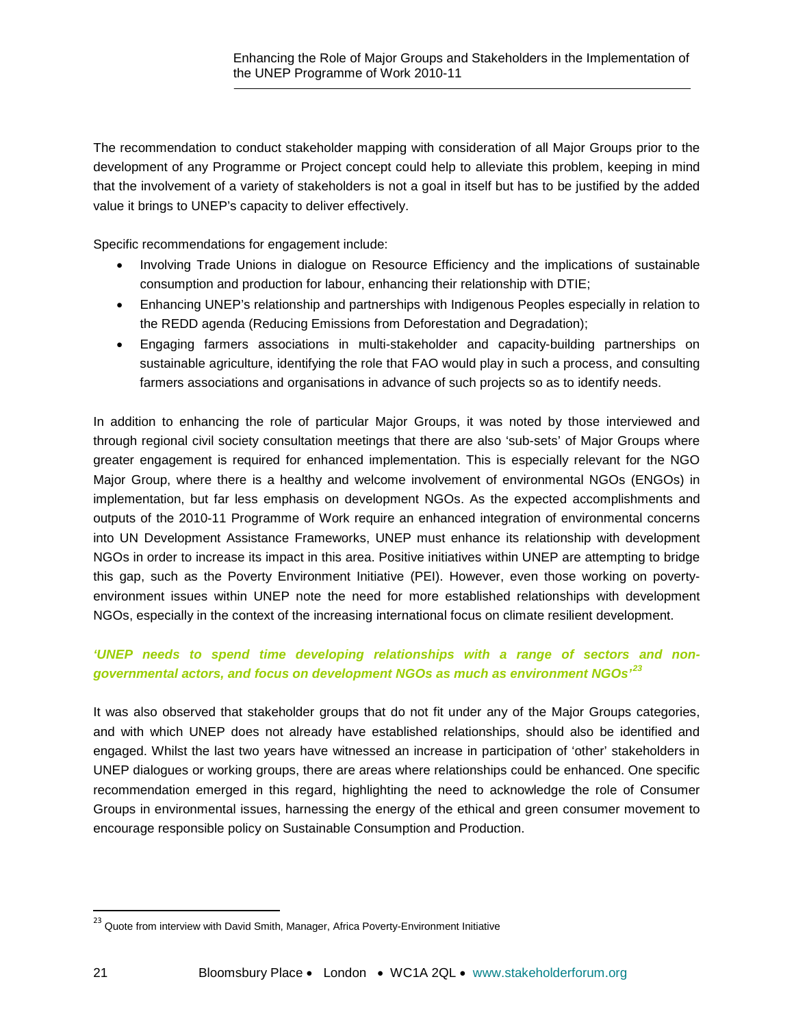The recommendation to conduct stakeholder mapping with consideration of all Major Groups prior to the development of any Programme or Project concept could help to alleviate this problem, keeping in mind that the involvement of a variety of stakeholders is not a goal in itself but has to be justified by the added value it brings to UNEP's capacity to deliver effectively.

Specific recommendations for engagement include:

- Involving Trade Unions in dialogue on Resource Efficiency and the implications of sustainable consumption and production for labour, enhancing their relationship with DTIE;
- Enhancing UNEP's relationship and partnerships with Indigenous Peoples especially in relation to the REDD agenda (Reducing Emissions from Deforestation and Degradation);
- Engaging farmers associations in multi-stakeholder and capacity-building partnerships on sustainable agriculture, identifying the role that FAO would play in such a process, and consulting farmers associations and organisations in advance of such projects so as to identify needs.

In addition to enhancing the role of particular Major Groups, it was noted by those interviewed and through regional civil society consultation meetings that there are also 'sub-sets' of Major Groups where greater engagement is required for enhanced implementation. This is especially relevant for the NGO Major Group, where there is a healthy and welcome involvement of environmental NGOs (ENGOs) in implementation, but far less emphasis on development NGOs. As the expected accomplishments and outputs of the 2010-11 Programme of Work require an enhanced integration of environmental concerns into UN Development Assistance Frameworks, UNEP must enhance its relationship with development NGOs in order to increase its impact in this area. Positive initiatives within UNEP are attempting to bridge this gap, such as the Poverty Environment Initiative (PEI). However, even those working on poverty-environment issues within UNEP note the need for more established relationships with development NGOs, especially in the context of the increasing international focus on climate resilient development.

***'UNEP needs to spend time developing relationships with a range of sectors and non-governmental actors, and focus on development NGOs as much as environment NGOs'*** [23]

It was also observed that stakeholder groups that do not fit under any of the Major Groups categories, and with which UNEP does not already have established relationships, should also be identified and engaged. Whilst the last two years have witnessed an increase in participation of 'other' stakeholders in UNEP dialogues or working groups, there are areas where relationships could be enhanced. One specific recommendation emerged in this regard, highlighting the need to acknowledge the role of Consumer Groups in environmental issues, harnessing the energy of the ethical and green consumer movement to encourage responsible policy on Sustainable Consumption and Production.

---

[23] Quote from interview with David Smith, Manager, Africa Poverty-Environment Initiative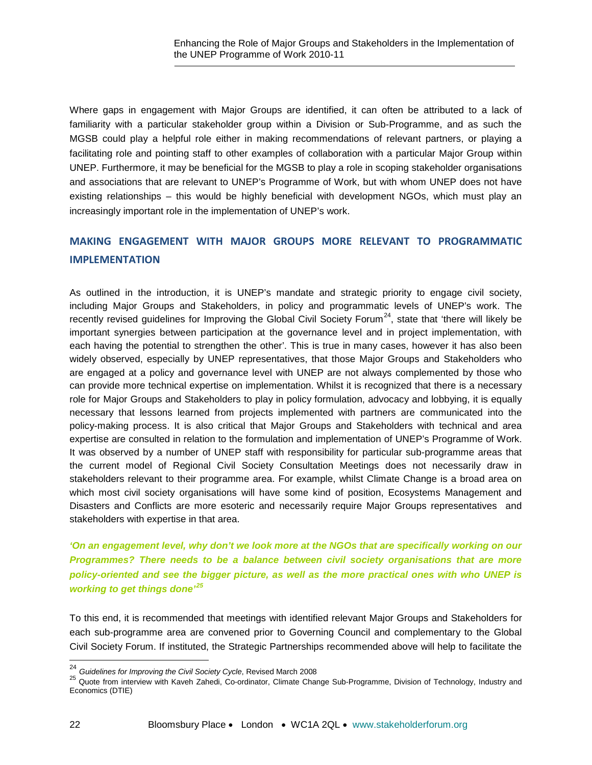Where gaps in engagement with Major Groups are identified, it can often be attributed to a lack of familiarity with a particular stakeholder group within a Division or Sub-Programme, and as such the MGSB could play a helpful role either in making recommendations of relevant partners, or playing a facilitating role and pointing staff to other examples of collaboration with a particular Major Group within UNEP. Furthermore, it may be beneficial for the MGSB to play a role in scoping stakeholder organisations and associations that are relevant to UNEP's Programme of Work, but with whom UNEP does not have existing relationships – this would be highly beneficial with development NGOs, which must play an increasingly important role in the implementation of UNEP's work.

## MAKING ENGAGEMENT WITH MAJOR GROUPS MORE RELEVANT TO PROGRAMMATIC IMPLEMENTATION

As outlined in the introduction, it is UNEP's mandate and strategic priority to engage civil society, including Major Groups and Stakeholders, in policy and programmatic levels of UNEP's work. The recently revised guidelines for Improving the Global Civil Society Forum[24], state that 'there will likely be important synergies between participation at the governance level and in project implementation, with each having the potential to strengthen the other'. This is true in many cases, however it has also been widely observed, especially by UNEP representatives, that those Major Groups and Stakeholders who are engaged at a policy and governance level with UNEP are not always complemented by those who can provide more technical expertise on implementation. Whilst it is recognized that there is a necessary role for Major Groups and Stakeholders to play in policy formulation, advocacy and lobbying, it is equally necessary that lessons learned from projects implemented with partners are communicated into the policy-making process. It is also critical that Major Groups and Stakeholders with technical and area expertise are consulted in relation to the formulation and implementation of UNEP's Programme of Work. It was observed by a number of UNEP staff with responsibility for particular sub-programme areas that the current model of Regional Civil Society Consultation Meetings does not necessarily draw in stakeholders relevant to their programme area. For example, whilst Climate Change is a broad area on which most civil society organisations will have some kind of position, Ecosystems Management and Disasters and Conflicts are more esoteric and necessarily require Major Groups representatives and stakeholders with expertise in that area.

***'On an engagement level, why don't we look more at the NGOs that are specifically working on our Programmes? There needs to be a balance between civil society organisations that are more policy-oriented and see the bigger picture, as well as the more practical ones with who UNEP is working to get things done'[25]***

To this end, it is recommended that meetings with identified relevant Major Groups and Stakeholders for each sub-programme area are convened prior to Governing Council and complementary to the Global Civil Society Forum. If instituted, the Strategic Partnerships recommended above will help to facilitate the

[24] *Guidelines for Improving the Civil Society Cycle*, Revised March 2008

[25] Quote from interview with Kaveh Zahedi, Co-ordinator, Climate Change Sub-Programme, Division of Technology, Industry and Economics (DTIE)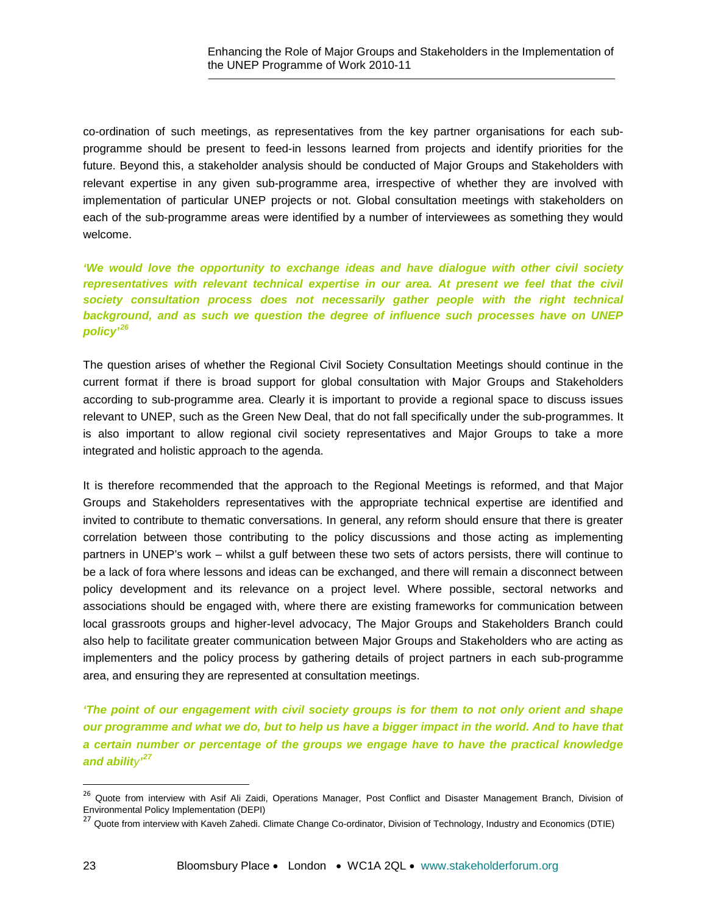co-ordination of such meetings, as representatives from the key partner organisations for each sub-programme should be present to feed-in lessons learned from projects and identify priorities for the future. Beyond this, a stakeholder analysis should be conducted of Major Groups and Stakeholders with relevant expertise in any given sub-programme area, irrespective of whether they are involved with implementation of particular UNEP projects or not. Global consultation meetings with stakeholders on each of the sub-programme areas were identified by a number of interviewees as something they would welcome.

***'We would love the opportunity to exchange ideas and have dialogue with other civil society representatives with relevant technical expertise in our area. At present we feel that the civil society consultation process does not necessarily gather people with the right technical background, and as such we question the degree of influence such processes have on UNEP policy'[26]***

The question arises of whether the Regional Civil Society Consultation Meetings should continue in the current format if there is broad support for global consultation with Major Groups and Stakeholders according to sub-programme area. Clearly it is important to provide a regional space to discuss issues relevant to UNEP, such as the Green New Deal, that do not fall specifically under the sub-programmes. It is also important to allow regional civil society representatives and Major Groups to take a more integrated and holistic approach to the agenda.

It is therefore recommended that the approach to the Regional Meetings is reformed, and that Major Groups and Stakeholders representatives with the appropriate technical expertise are identified and invited to contribute to thematic conversations. In general, any reform should ensure that there is greater correlation between those contributing to the policy discussions and those acting as implementing partners in UNEP's work – whilst a gulf between these two sets of actors persists, there will continue to be a lack of fora where lessons and ideas can be exchanged, and there will remain a disconnect between policy development and its relevance on a project level. Where possible, sectoral networks and associations should be engaged with, where there are existing frameworks for communication between local grassroots groups and higher-level advocacy, The Major Groups and Stakeholders Branch could also help to facilitate greater communication between Major Groups and Stakeholders who are acting as implementers and the policy process by gathering details of project partners in each sub-programme area, and ensuring they are represented at consultation meetings.

***'The point of our engagement with civil society groups is for them to not only orient and shape our programme and what we do, but to help us have a bigger impact in the world. And to have that a certain number or percentage of the groups we engage have to have the practical knowledge and ability'[27]***

---

[26] Quote from interview with Asif Ali Zaidi, Operations Manager, Post Conflict and Disaster Management Branch, Division of Environmental Policy Implementation (DEPI)

[27] Quote from interview with Kaveh Zahedi. Climate Change Co-ordinator, Division of Technology, Industry and Economics (DTIE)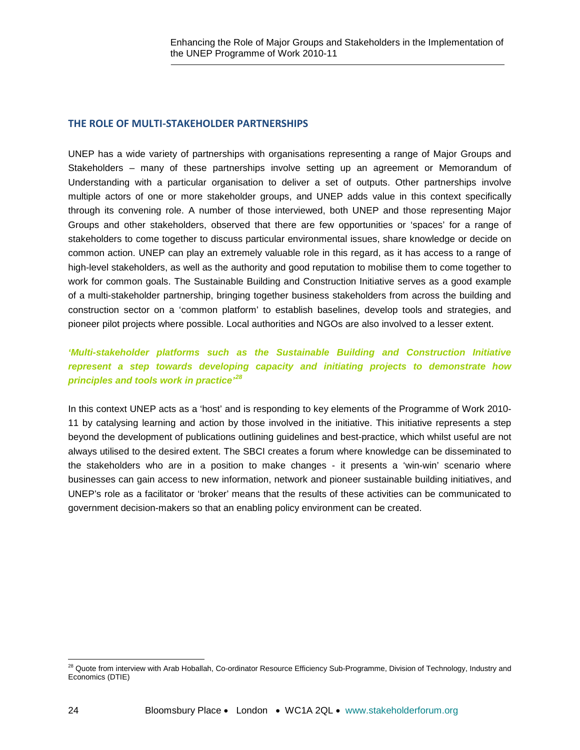## THE ROLE OF MULTI-STAKEHOLDER PARTNERSHIPS

UNEP has a wide variety of partnerships with organisations representing a range of Major Groups and Stakeholders – many of these partnerships involve setting up an agreement or Memorandum of Understanding with a particular organisation to deliver a set of outputs. Other partnerships involve multiple actors of one or more stakeholder groups, and UNEP adds value in this context specifically through its convening role. A number of those interviewed, both UNEP and those representing Major Groups and other stakeholders, observed that there are few opportunities or 'spaces' for a range of stakeholders to come together to discuss particular environmental issues, share knowledge or decide on common action. UNEP can play an extremely valuable role in this regard, as it has access to a range of high-level stakeholders, as well as the authority and good reputation to mobilise them to come together to work for common goals. The Sustainable Building and Construction Initiative serves as a good example of a multi-stakeholder partnership, bringing together business stakeholders from across the building and construction sector on a 'common platform' to establish baselines, develop tools and strategies, and pioneer pilot projects where possible. Local authorities and NGOs are also involved to a lesser extent.

***'Multi-stakeholder platforms such as the Sustainable Building and Construction Initiative represent a step towards developing capacity and initiating projects to demonstrate how principles and tools work in practice'[28]***

In this context UNEP acts as a 'host' and is responding to key elements of the Programme of Work 2010-11 by catalysing learning and action by those involved in the initiative. This initiative represents a step beyond the development of publications outlining guidelines and best-practice, which whilst useful are not always utilised to the desired extent. The SBCI creates a forum where knowledge can be disseminated to the stakeholders who are in a position to make changes - it presents a 'win-win' scenario where businesses can gain access to new information, network and pioneer sustainable building initiatives, and UNEP's role as a facilitator or 'broker' means that the results of these activities can be communicated to government decision-makers so that an enabling policy environment can be created.

[28] Quote from interview with Arab Hoballah, Co-ordinator Resource Efficiency Sub-Programme, Division of Technology, Industry and Economics (DTIE)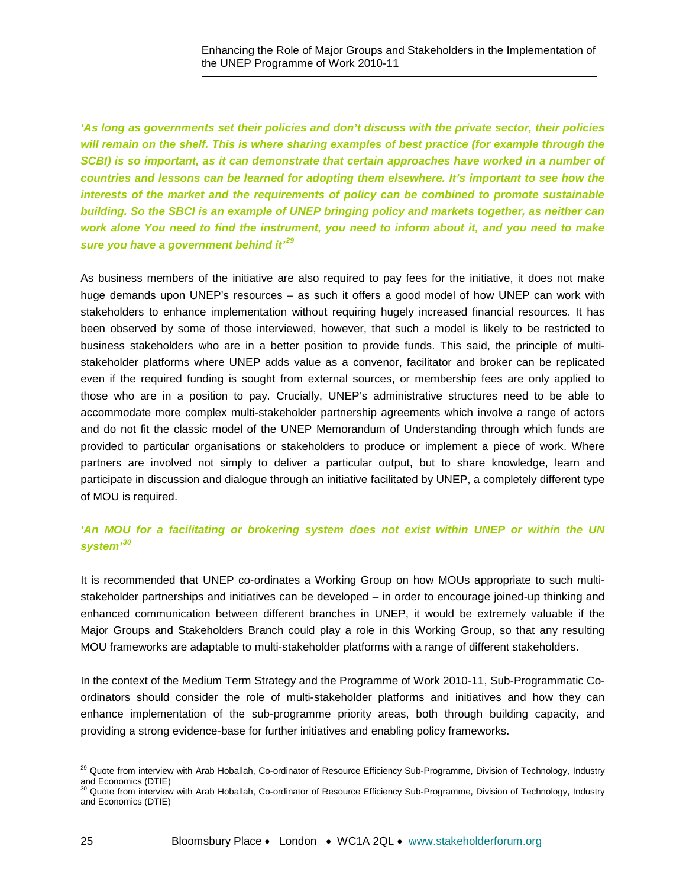*'As long as governments set their policies and don't discuss with the private sector, their policies will remain on the shelf. This is where sharing examples of best practice (for example through the SCBI) is so important, as it can demonstrate that certain approaches have worked in a number of countries and lessons can be learned for adopting them elsewhere. It's important to see how the interests of the market and the requirements of policy can be combined to promote sustainable building. So the SBCI is an example of UNEP bringing policy and markets together, as neither can work alone You need to find the instrument, you need to inform about it, and you need to make sure you have a government behind it'*[29]

As business members of the initiative are also required to pay fees for the initiative, it does not make huge demands upon UNEP's resources – as such it offers a good model of how UNEP can work with stakeholders to enhance implementation without requiring hugely increased financial resources. It has been observed by some of those interviewed, however, that such a model is likely to be restricted to business stakeholders who are in a better position to provide funds. This said, the principle of multi-stakeholder platforms where UNEP adds value as a convenor, facilitator and broker can be replicated even if the required funding is sought from external sources, or membership fees are only applied to those who are in a position to pay. Crucially, UNEP's administrative structures need to be able to accommodate more complex multi-stakeholder partnership agreements which involve a range of actors and do not fit the classic model of the UNEP Memorandum of Understanding through which funds are provided to particular organisations or stakeholders to produce or implement a piece of work. Where partners are involved not simply to deliver a particular output, but to share knowledge, learn and participate in discussion and dialogue through an initiative facilitated by UNEP, a completely different type of MOU is required.

*'An MOU for a facilitating or brokering system does not exist within UNEP or within the UN system'*[30]

It is recommended that UNEP co-ordinates a Working Group on how MOUs appropriate to such multi-stakeholder partnerships and initiatives can be developed – in order to encourage joined-up thinking and enhanced communication between different branches in UNEP, it would be extremely valuable if the Major Groups and Stakeholders Branch could play a role in this Working Group, so that any resulting MOU frameworks are adaptable to multi-stakeholder platforms with a range of different stakeholders.

In the context of the Medium Term Strategy and the Programme of Work 2010-11, Sub-Programmatic Co-ordinators should consider the role of multi-stakeholder platforms and initiatives and how they can enhance implementation of the sub-programme priority areas, both through building capacity, and providing a strong evidence-base for further initiatives and enabling policy frameworks.

[29] Quote from interview with Arab Hoballah, Co-ordinator of Resource Efficiency Sub-Programme, Division of Technology, Industry and Economics (DTIE)

[30] Quote from interview with Arab Hoballah, Co-ordinator of Resource Efficiency Sub-Programme, Division of Technology, Industry and Economics (DTIE)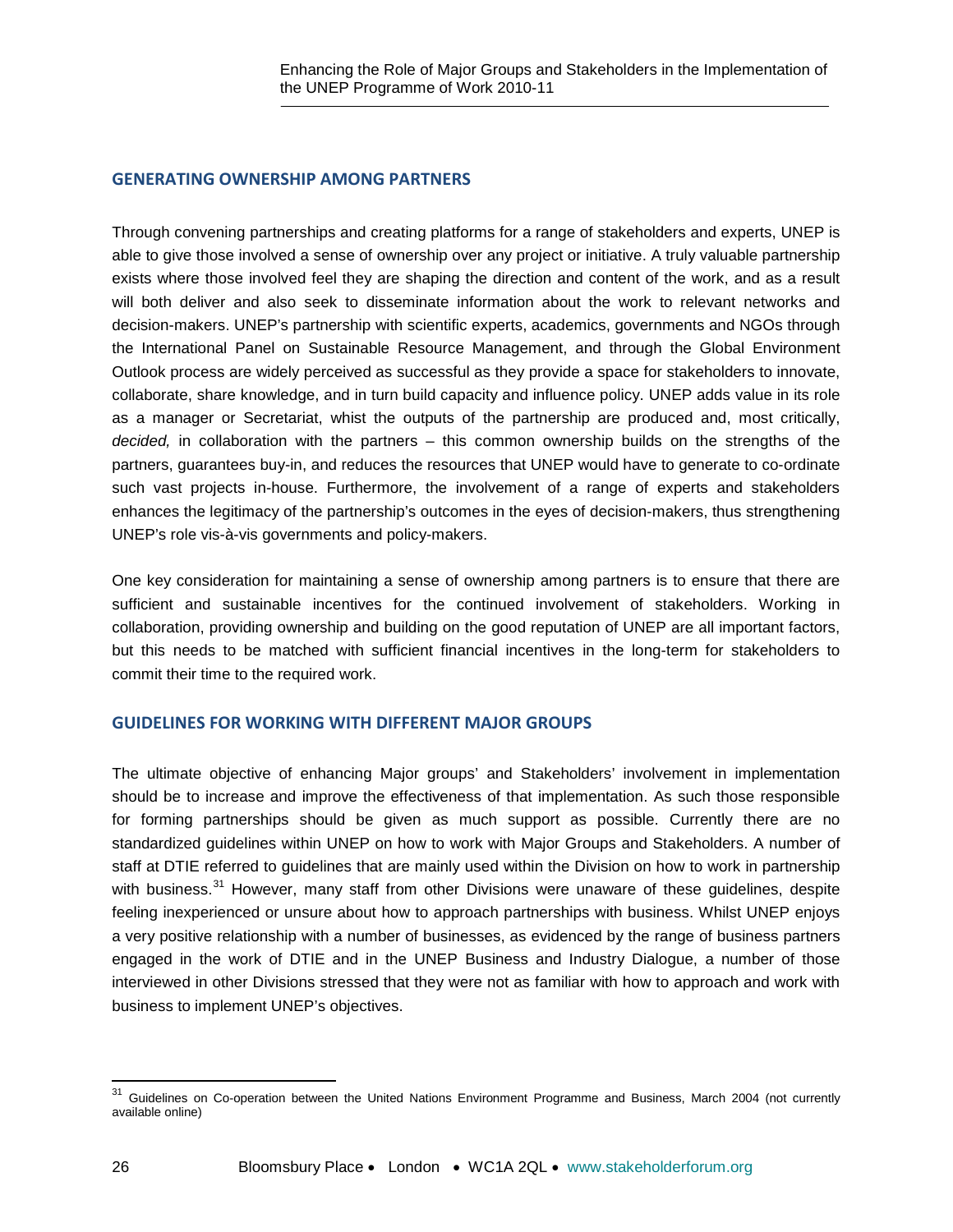## GENERATING OWNERSHIP AMONG PARTNERS

Through convening partnerships and creating platforms for a range of stakeholders and experts, UNEP is able to give those involved a sense of ownership over any project or initiative. A truly valuable partnership exists where those involved feel they are shaping the direction and content of the work, and as a result will both deliver and also seek to disseminate information about the work to relevant networks and decision-makers. UNEP's partnership with scientific experts, academics, governments and NGOs through the International Panel on Sustainable Resource Management, and through the Global Environment Outlook process are widely perceived as successful as they provide a space for stakeholders to innovate, collaborate, share knowledge, and in turn build capacity and influence policy. UNEP adds value in its role as a manager or Secretariat, whist the outputs of the partnership are produced and, most critically, *decided,* in collaboration with the partners – this common ownership builds on the strengths of the partners, guarantees buy-in, and reduces the resources that UNEP would have to generate to co-ordinate such vast projects in-house. Furthermore, the involvement of a range of experts and stakeholders enhances the legitimacy of the partnership's outcomes in the eyes of decision-makers, thus strengthening UNEP's role vis-à-vis governments and policy-makers.

One key consideration for maintaining a sense of ownership among partners is to ensure that there are sufficient and sustainable incentives for the continued involvement of stakeholders. Working in collaboration, providing ownership and building on the good reputation of UNEP are all important factors, but this needs to be matched with sufficient financial incentives in the long-term for stakeholders to commit their time to the required work.

## GUIDELINES FOR WORKING WITH DIFFERENT MAJOR GROUPS

The ultimate objective of enhancing Major groups' and Stakeholders' involvement in implementation should be to increase and improve the effectiveness of that implementation. As such those responsible for forming partnerships should be given as much support as possible. Currently there are no standardized guidelines within UNEP on how to work with Major Groups and Stakeholders. A number of staff at DTIE referred to guidelines that are mainly used within the Division on how to work in partnership with business.[31] However, many staff from other Divisions were unaware of these guidelines, despite feeling inexperienced or unsure about how to approach partnerships with business. Whilst UNEP enjoys a very positive relationship with a number of businesses, as evidenced by the range of business partners engaged in the work of DTIE and in the UNEP Business and Industry Dialogue, a number of those interviewed in other Divisions stressed that they were not as familiar with how to approach and work with business to implement UNEP's objectives.

[31] Guidelines on Co-operation between the United Nations Environment Programme and Business, March 2004 (not currently available online)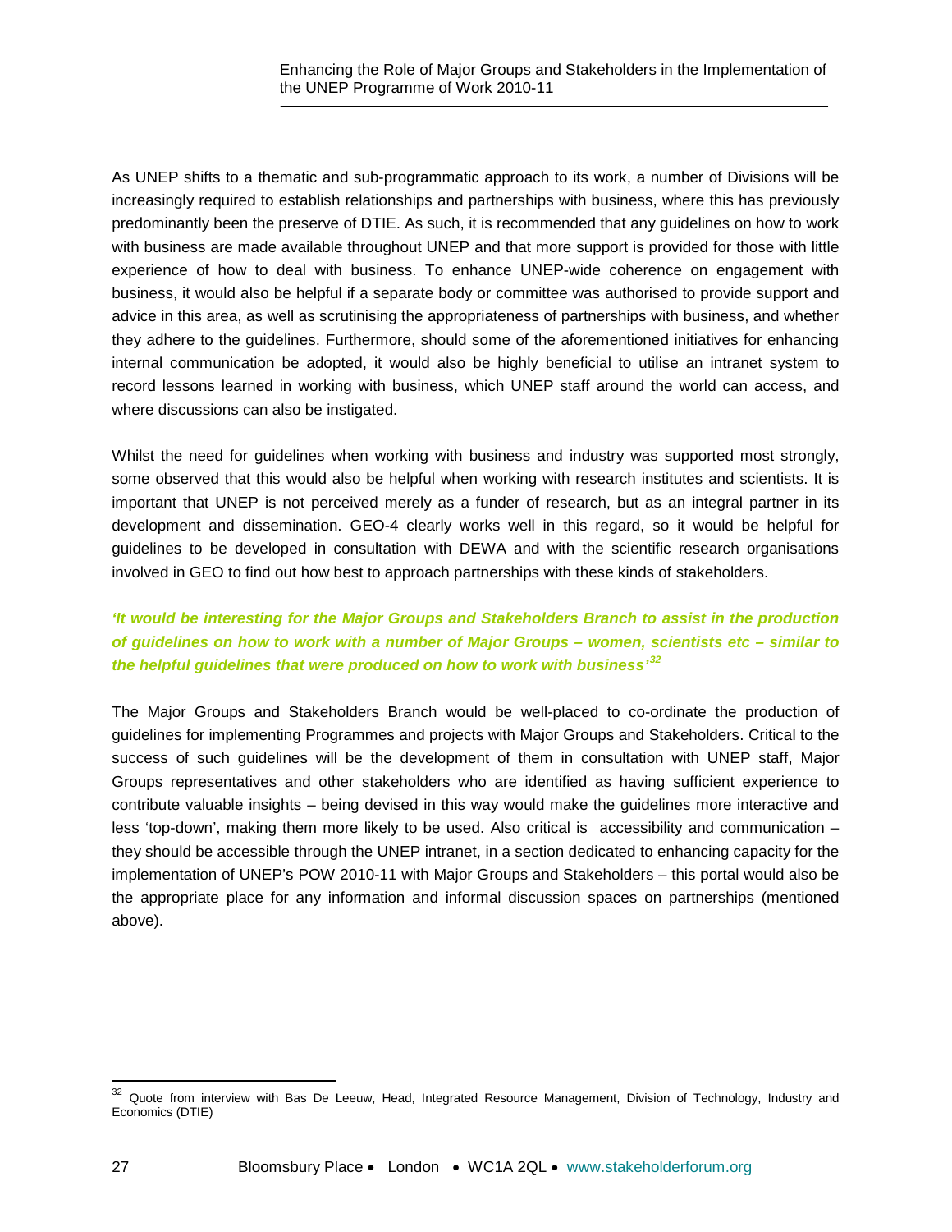As UNEP shifts to a thematic and sub-programmatic approach to its work, a number of Divisions will be increasingly required to establish relationships and partnerships with business, where this has previously predominantly been the preserve of DTIE. As such, it is recommended that any guidelines on how to work with business are made available throughout UNEP and that more support is provided for those with little experience of how to deal with business. To enhance UNEP-wide coherence on engagement with business, it would also be helpful if a separate body or committee was authorised to provide support and advice in this area, as well as scrutinising the appropriateness of partnerships with business, and whether they adhere to the guidelines. Furthermore, should some of the aforementioned initiatives for enhancing internal communication be adopted, it would also be highly beneficial to utilise an intranet system to record lessons learned in working with business, which UNEP staff around the world can access, and where discussions can also be instigated.

Whilst the need for guidelines when working with business and industry was supported most strongly, some observed that this would also be helpful when working with research institutes and scientists. It is important that UNEP is not perceived merely as a funder of research, but as an integral partner in its development and dissemination. GEO-4 clearly works well in this regard, so it would be helpful for guidelines to be developed in consultation with DEWA and with the scientific research organisations involved in GEO to find out how best to approach partnerships with these kinds of stakeholders.

***'It would be interesting for the Major Groups and Stakeholders Branch to assist in the production of guidelines on how to work with a number of Major Groups – women, scientists etc – similar to the helpful guidelines that were produced on how to work with business'[32]***

The Major Groups and Stakeholders Branch would be well-placed to co-ordinate the production of guidelines for implementing Programmes and projects with Major Groups and Stakeholders. Critical to the success of such guidelines will be the development of them in consultation with UNEP staff, Major Groups representatives and other stakeholders who are identified as having sufficient experience to contribute valuable insights – being devised in this way would make the guidelines more interactive and less 'top-down', making them more likely to be used. Also critical is accessibility and communication – they should be accessible through the UNEP intranet, in a section dedicated to enhancing capacity for the implementation of UNEP's POW 2010-11 with Major Groups and Stakeholders – this portal would also be the appropriate place for any information and informal discussion spaces on partnerships (mentioned above).

---

[32] Quote from interview with Bas De Leeuw, Head, Integrated Resource Management, Division of Technology, Industry and Economics (DTIE)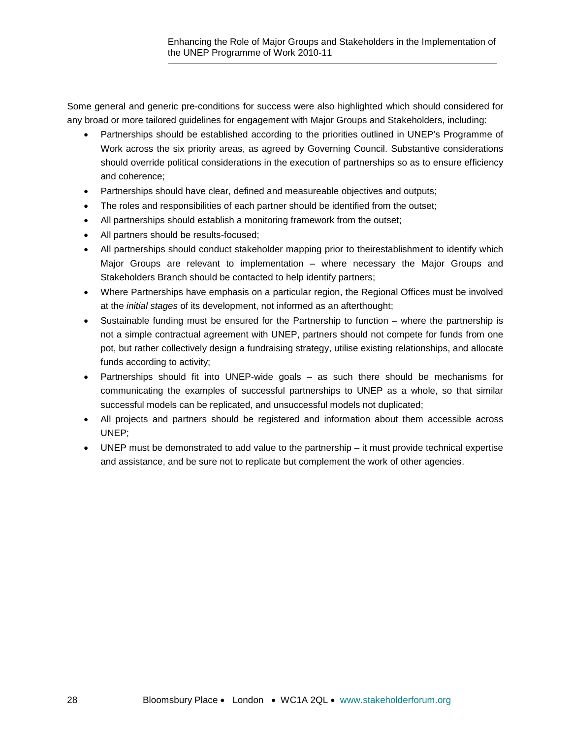Some general and generic pre-conditions for success were also highlighted which should considered for any broad or more tailored guidelines for engagement with Major Groups and Stakeholders, including:

- Partnerships should be established according to the priorities outlined in UNEP's Programme of Work across the six priority areas, as agreed by Governing Council. Substantive considerations should override political considerations in the execution of partnerships so as to ensure efficiency and coherence;
- Partnerships should have clear, defined and measureable objectives and outputs;
- The roles and responsibilities of each partner should be identified from the outset;
- All partnerships should establish a monitoring framework from the outset;
- All partners should be results-focused;
- All partnerships should conduct stakeholder mapping prior to theirestablishment to identify which Major Groups are relevant to implementation – where necessary the Major Groups and Stakeholders Branch should be contacted to help identify partners;
- Where Partnerships have emphasis on a particular region, the Regional Offices must be involved at the *initial stages* of its development, not informed as an afterthought;
- Sustainable funding must be ensured for the Partnership to function – where the partnership is not a simple contractual agreement with UNEP, partners should not compete for funds from one pot, but rather collectively design a fundraising strategy, utilise existing relationships, and allocate funds according to activity;
- Partnerships should fit into UNEP-wide goals – as such there should be mechanisms for communicating the examples of successful partnerships to UNEP as a whole, so that similar successful models can be replicated, and unsuccessful models not duplicated;
- All projects and partners should be registered and information about them accessible across UNEP;
- UNEP must be demonstrated to add value to the partnership – it must provide technical expertise and assistance, and be sure not to replicate but complement the work of other agencies.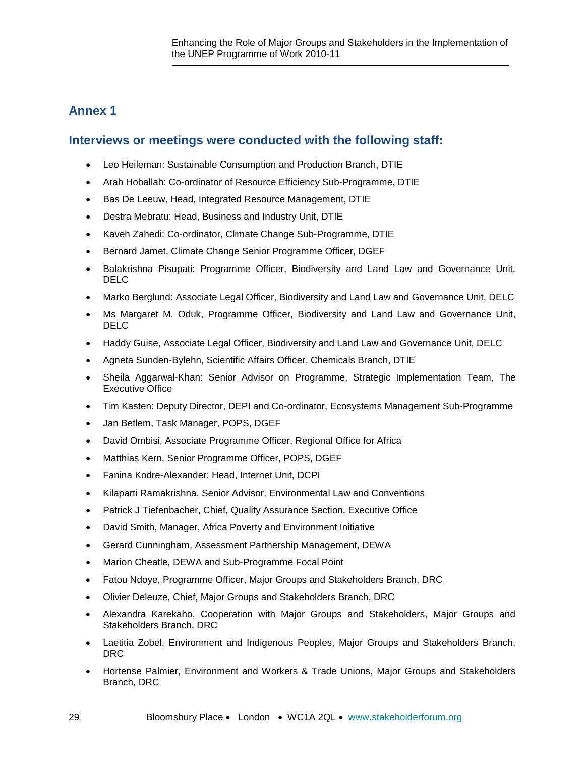## Annex 1

## Interviews or meetings were conducted with the following staff:

- Leo Heileman: Sustainable Consumption and Production Branch, DTIE
- Arab Hoballah: Co-ordinator of Resource Efficiency Sub-Programme, DTIE
- Bas De Leeuw, Head, Integrated Resource Management, DTIE
- Destra Mebratu: Head, Business and Industry Unit, DTIE
- Kaveh Zahedi: Co-ordinator, Climate Change Sub-Programme, DTIE
- Bernard Jamet, Climate Change Senior Programme Officer, DGEF
- Balakrishna Pisupati: Programme Officer, Biodiversity and Land Law and Governance Unit, DELC
- Marko Berglund: Associate Legal Officer, Biodiversity and Land Law and Governance Unit, DELC
- Ms Margaret M. Oduk, Programme Officer, Biodiversity and Land Law and Governance Unit, DELC
- Haddy Guise, Associate Legal Officer, Biodiversity and Land Law and Governance Unit, DELC
- Agneta Sunden-Bylehn, Scientific Affairs Officer, Chemicals Branch, DTIE
- Sheila Aggarwal-Khan: Senior Advisor on Programme, Strategic Implementation Team, The Executive Office
- Tim Kasten: Deputy Director, DEPI and Co-ordinator, Ecosystems Management Sub-Programme
- Jan Betlem, Task Manager, POPS, DGEF
- David Ombisi, Associate Programme Officer, Regional Office for Africa
- Matthias Kern, Senior Programme Officer, POPS, DGEF
- Fanina Kodre-Alexander: Head, Internet Unit, DCPI
- Kilaparti Ramakrishna, Senior Advisor, Environmental Law and Conventions
- Patrick J Tiefenbacher, Chief, Quality Assurance Section, Executive Office
- David Smith, Manager, Africa Poverty and Environment Initiative
- Gerard Cunningham, Assessment Partnership Management, DEWA
- Marion Cheatle, DEWA and Sub-Programme Focal Point
- Fatou Ndoye, Programme Officer, Major Groups and Stakeholders Branch, DRC
- Olivier Deleuze, Chief, Major Groups and Stakeholders Branch, DRC
- Alexandra Karekaho, Cooperation with Major Groups and Stakeholders, Major Groups and Stakeholders Branch, DRC
- Laetitia Zobel, Environment and Indigenous Peoples, Major Groups and Stakeholders Branch, DRC
- Hortense Palmier, Environment and Workers & Trade Unions, Major Groups and Stakeholders Branch, DRC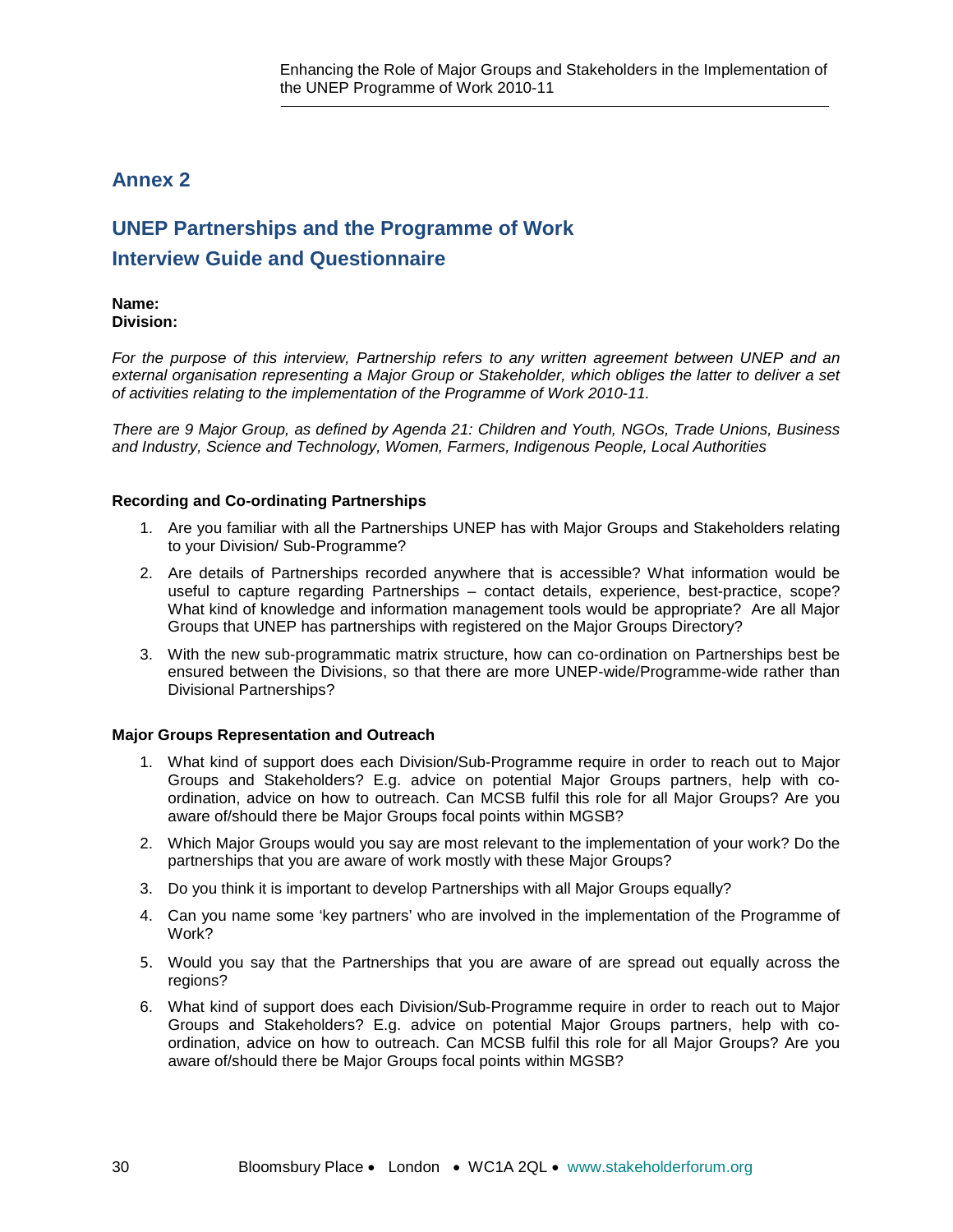## Annex 2

## UNEP Partnerships and the Programme of Work
## Interview Guide and Questionnaire

**Name:**
**Division:**

*For the purpose of this interview, Partnership refers to any written agreement between UNEP and an external organisation representing a Major Group or Stakeholder, which obliges the latter to deliver a set of activities relating to the implementation of the Programme of Work 2010-11.*

*There are 9 Major Group, as defined by Agenda 21: Children and Youth, NGOs, Trade Unions, Business and Industry, Science and Technology, Women, Farmers, Indigenous People, Local Authorities*

**Recording and Co-ordinating Partnerships**

1. Are you familiar with all the Partnerships UNEP has with Major Groups and Stakeholders relating to your Division/ Sub-Programme?
2. Are details of Partnerships recorded anywhere that is accessible? What information would be useful to capture regarding Partnerships – contact details, experience, best-practice, scope? What kind of knowledge and information management tools would be appropriate? Are all Major Groups that UNEP has partnerships with registered on the Major Groups Directory?
3. With the new sub-programmatic matrix structure, how can co-ordination on Partnerships best be ensured between the Divisions, so that there are more UNEP-wide/Programme-wide rather than Divisional Partnerships?

**Major Groups Representation and Outreach**

1. What kind of support does each Division/Sub-Programme require in order to reach out to Major Groups and Stakeholders? E.g. advice on potential Major Groups partners, help with co-ordination, advice on how to outreach. Can MCSB fulfil this role for all Major Groups? Are you aware of/should there be Major Groups focal points within MGSB?
2. Which Major Groups would you say are most relevant to the implementation of your work? Do the partnerships that you are aware of work mostly with these Major Groups?
3. Do you think it is important to develop Partnerships with all Major Groups equally?
4. Can you name some 'key partners' who are involved in the implementation of the Programme of Work?
5. Would you say that the Partnerships that you are aware of are spread out equally across the regions?
6. What kind of support does each Division/Sub-Programme require in order to reach out to Major Groups and Stakeholders? E.g. advice on potential Major Groups partners, help with co-ordination, advice on how to outreach. Can MCSB fulfil this role for all Major Groups? Are you aware of/should there be Major Groups focal points within MGSB?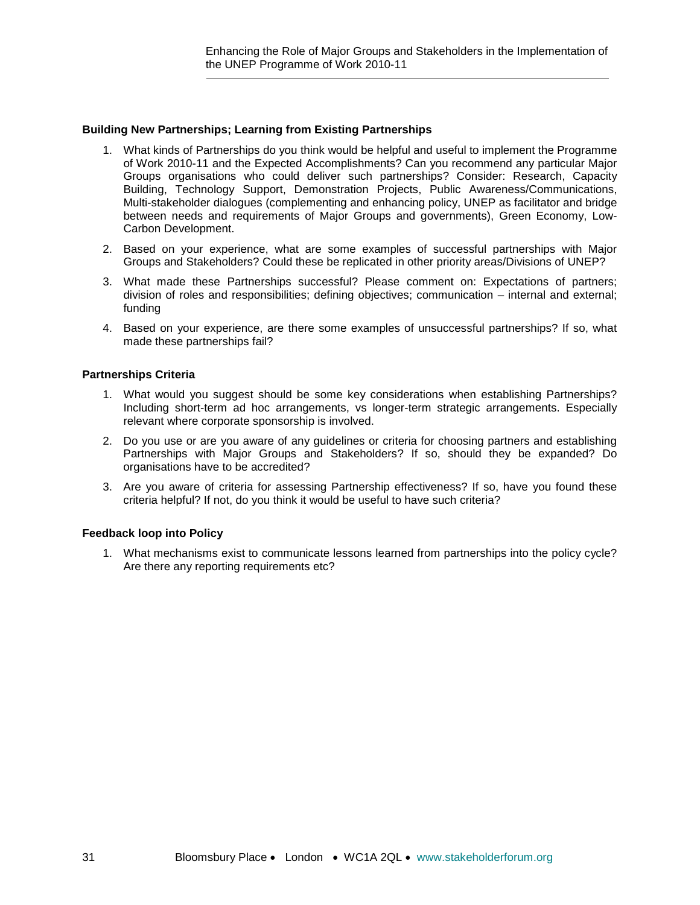**Building New Partnerships; Learning from Existing Partnerships**

1. What kinds of Partnerships do you think would be helpful and useful to implement the Programme of Work 2010-11 and the Expected Accomplishments? Can you recommend any particular Major Groups organisations who could deliver such partnerships? Consider: Research, Capacity Building, Technology Support, Demonstration Projects, Public Awareness/Communications, Multi-stakeholder dialogues (complementing and enhancing policy, UNEP as facilitator and bridge between needs and requirements of Major Groups and governments), Green Economy, Low-Carbon Development.

2. Based on your experience, what are some examples of successful partnerships with Major Groups and Stakeholders? Could these be replicated in other priority areas/Divisions of UNEP?

3. What made these Partnerships successful? Please comment on: Expectations of partners; division of roles and responsibilities; defining objectives; communication – internal and external; funding

4. Based on your experience, are there some examples of unsuccessful partnerships? If so, what made these partnerships fail?

**Partnerships Criteria**

1. What would you suggest should be some key considerations when establishing Partnerships? Including short-term ad hoc arrangements, vs longer-term strategic arrangements. Especially relevant where corporate sponsorship is involved.

2. Do you use or are you aware of any guidelines or criteria for choosing partners and establishing Partnerships with Major Groups and Stakeholders? If so, should they be expanded? Do organisations have to be accredited?

3. Are you aware of criteria for assessing Partnership effectiveness? If so, have you found these criteria helpful? If not, do you think it would be useful to have such criteria?

**Feedback loop into Policy**

1. What mechanisms exist to communicate lessons learned from partnerships into the policy cycle? Are there any reporting requirements etc?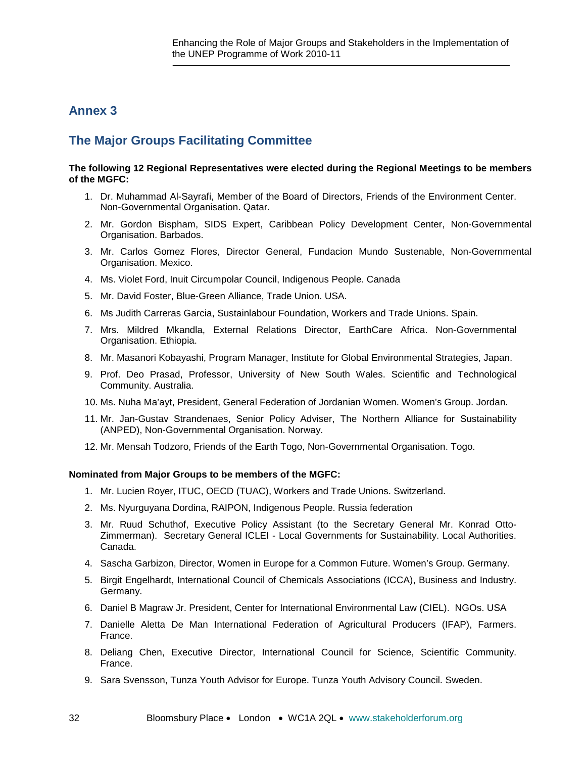## Annex 3

## The Major Groups Facilitating Committee

**The following 12 Regional Representatives were elected during the Regional Meetings to be members of the MGFC:**

1. Dr. Muhammad Al-Sayrafi, Member of the Board of Directors, Friends of the Environment Center. Non-Governmental Organisation. Qatar.
2. Mr. Gordon Bispham, SIDS Expert, Caribbean Policy Development Center, Non-Governmental Organisation. Barbados.
3. Mr. Carlos Gomez Flores, Director General, Fundacion Mundo Sustenable, Non-Governmental Organisation. Mexico.
4. Ms. Violet Ford, Inuit Circumpolar Council, Indigenous People. Canada
5. Mr. David Foster, Blue-Green Alliance, Trade Union. USA.
6. Ms Judith Carreras Garcia, Sustainlabour Foundation, Workers and Trade Unions. Spain.
7. Mrs. Mildred Mkandla, External Relations Director, EarthCare Africa. Non-Governmental Organisation. Ethiopia.
8. Mr. Masanori Kobayashi, Program Manager, Institute for Global Environmental Strategies, Japan.
9. Prof. Deo Prasad, Professor, University of New South Wales. Scientific and Technological Community. Australia.
10. Ms. Nuha Ma'ayt, President, General Federation of Jordanian Women. Women's Group. Jordan.
11. Mr. Jan-Gustav Strandenaes, Senior Policy Adviser, The Northern Alliance for Sustainability (ANPED), Non-Governmental Organisation. Norway.
12. Mr. Mensah Todzoro, Friends of the Earth Togo, Non-Governmental Organisation. Togo.

**Nominated from Major Groups to be members of the MGFC:**

1. Mr. Lucien Royer, ITUC, OECD (TUAC), Workers and Trade Unions. Switzerland.
2. Ms. Nyurguyana Dordina, RAIPON, Indigenous People. Russia federation
3. Mr. Ruud Schuthof, Executive Policy Assistant (to the Secretary General Mr. Konrad Otto-Zimmerman). Secretary General ICLEI - Local Governments for Sustainability. Local Authorities. Canada.
4. Sascha Garbizon, Director, Women in Europe for a Common Future. Women's Group. Germany.
5. Birgit Engelhardt, International Council of Chemicals Associations (ICCA), Business and Industry. Germany.
6. Daniel B Magraw Jr. President, Center for International Environmental Law (CIEL). NGOs. USA
7. Danielle Aletta De Man International Federation of Agricultural Producers (IFAP), Farmers. France.
8. Deliang Chen, Executive Director, International Council for Science, Scientific Community. France.
9. Sara Svensson, Tunza Youth Advisor for Europe. Tunza Youth Advisory Council. Sweden.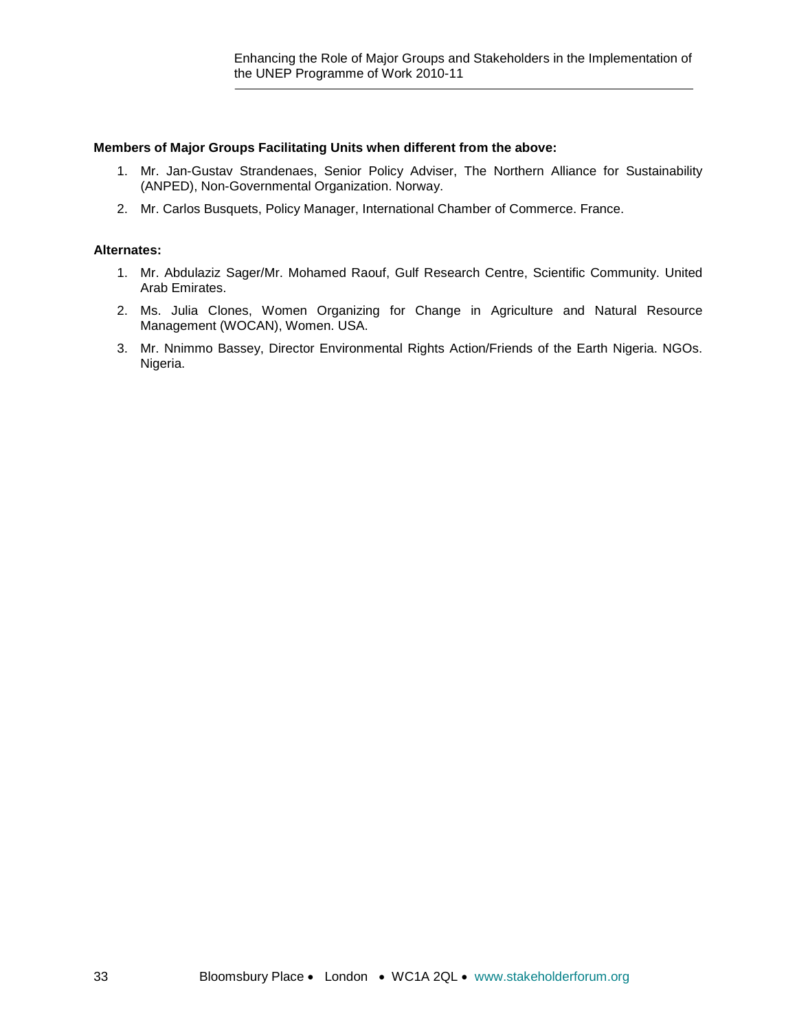**Members of Major Groups Facilitating Units when different from the above:**

1. Mr. Jan-Gustav Strandenaes, Senior Policy Adviser, The Northern Alliance for Sustainability (ANPED), Non-Governmental Organization. Norway.
2. Mr. Carlos Busquets, Policy Manager, International Chamber of Commerce. France.

**Alternates:**

1. Mr. Abdulaziz Sager/Mr. Mohamed Raouf, Gulf Research Centre, Scientific Community. United Arab Emirates.
2. Ms. Julia Clones, Women Organizing for Change in Agriculture and Natural Resource Management (WOCAN), Women. USA.
3. Mr. Nnimmo Bassey, Director Environmental Rights Action/Friends of the Earth Nigeria. NGOs. Nigeria.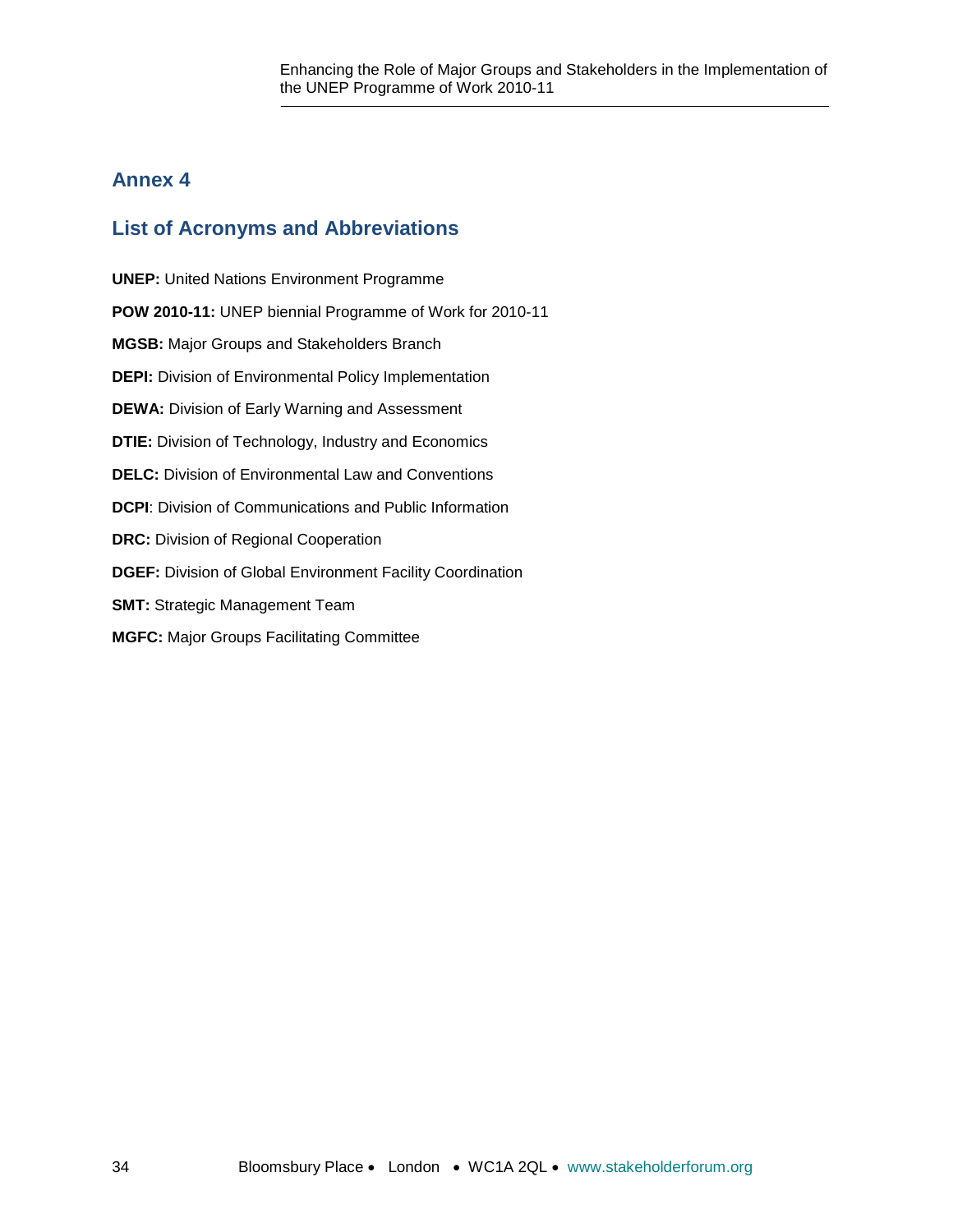## Annex 4

## List of Acronyms and Abbreviations

**UNEP:** United Nations Environment Programme

**POW 2010-11:** UNEP biennial Programme of Work for 2010-11

**MGSB:** Major Groups and Stakeholders Branch

**DEPI:** Division of Environmental Policy Implementation

**DEWA:** Division of Early Warning and Assessment

**DTIE:** Division of Technology, Industry and Economics

**DELC:** Division of Environmental Law and Conventions

**DCPI**: Division of Communications and Public Information

**DRC:** Division of Regional Cooperation

**DGEF:** Division of Global Environment Facility Coordination

**SMT:** Strategic Management Team

**MGFC:** Major Groups Facilitating Committee